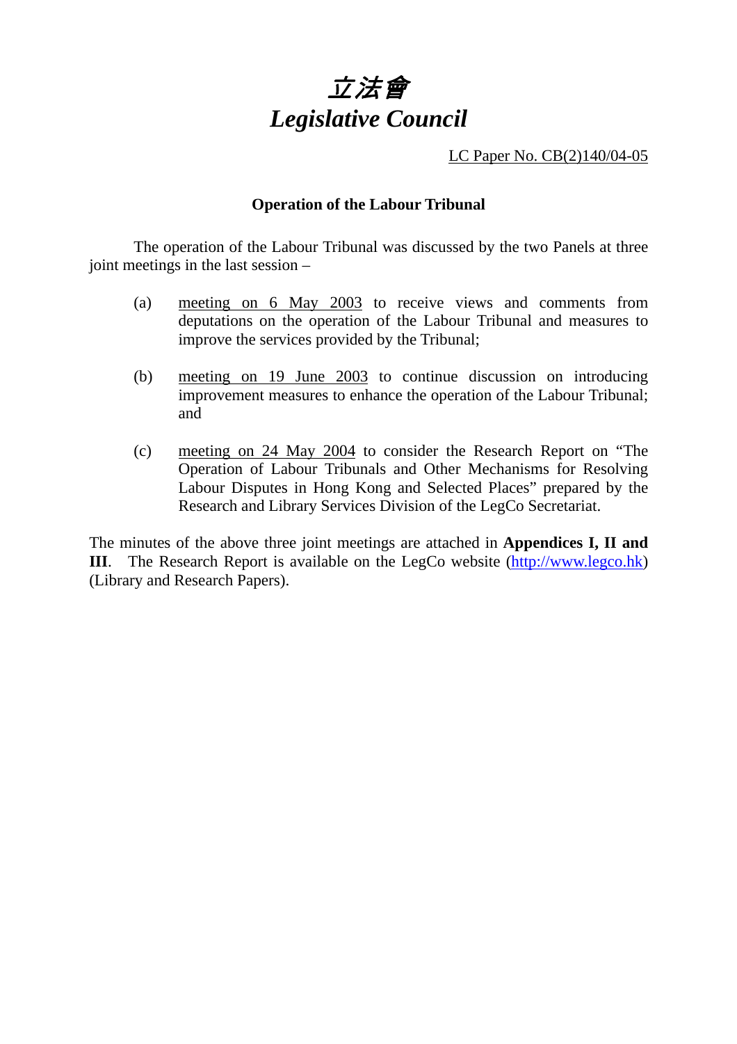# *立法會*
# *Legislative Council*

LC Paper No. CB(2)140/04-05

**Operation of the Labour Tribunal**

The operation of the Labour Tribunal was discussed by the two Panels at three joint meetings in the last session –

(a) meeting on 6 May 2003 to receive views and comments from deputations on the operation of the Labour Tribunal and measures to improve the services provided by the Tribunal;

(b) meeting on 19 June 2003 to continue discussion on introducing improvement measures to enhance the operation of the Labour Tribunal; and

(c) meeting on 24 May 2004 to consider the Research Report on "The Operation of Labour Tribunals and Other Mechanisms for Resolving Labour Disputes in Hong Kong and Selected Places" prepared by the Research and Library Services Division of the LegCo Secretariat.

The minutes of the above three joint meetings are attached in **Appendices I, II and III**. The Research Report is available on the LegCo website (http://www.legco.hk) (Library and Research Papers).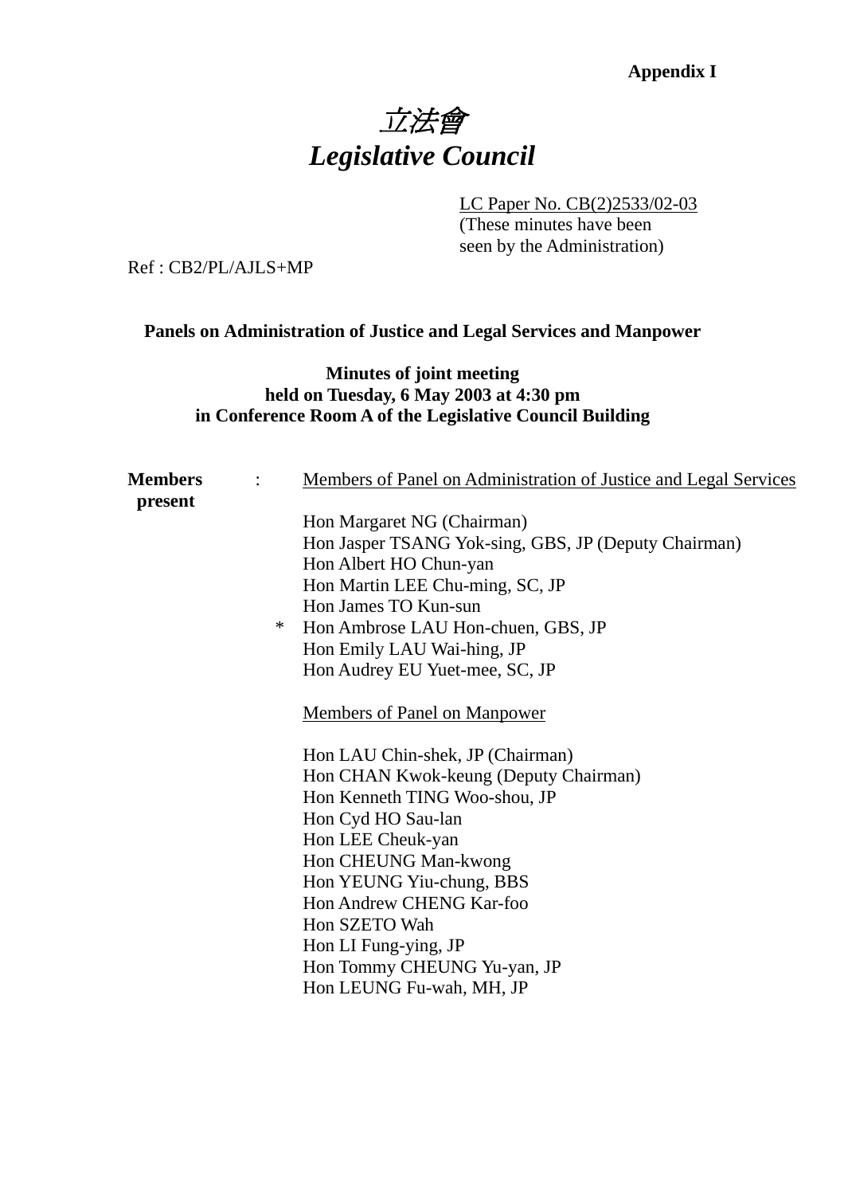**Appendix I**

# *立法會*
# *Legislative Council*

LC Paper No. CB(2)2533/02-03
(These minutes have been seen by the Administration)

Ref : CB2/PL/AJLS+MP

**Panels on Administration of Justice and Legal Services and Manpower**

**Minutes of joint meeting**
**held on Tuesday, 6 May 2003 at 4:30 pm**
**in Conference Room A of the Legislative Council Building**

**Members present** :

Members of Panel on Administration of Justice and Legal Services

Hon Margaret NG (Chairman)
Hon Jasper TSANG Yok-sing, GBS, JP (Deputy Chairman)
Hon Albert HO Chun-yan
Hon Martin LEE Chu-ming, SC, JP
Hon James TO Kun-sun
\* Hon Ambrose LAU Hon-chuen, GBS, JP
Hon Emily LAU Wai-hing, JP
Hon Audrey EU Yuet-mee, SC, JP

Members of Panel on Manpower

Hon LAU Chin-shek, JP (Chairman)
Hon CHAN Kwok-keung (Deputy Chairman)
Hon Kenneth TING Woo-shou, JP
Hon Cyd HO Sau-lan
Hon LEE Cheuk-yan
Hon CHEUNG Man-kwong
Hon YEUNG Yiu-chung, BBS
Hon Andrew CHENG Kar-foo
Hon SZETO Wah
Hon LI Fung-ying, JP
Hon Tommy CHEUNG Yu-yan, JP
Hon LEUNG Fu-wah, MH, JP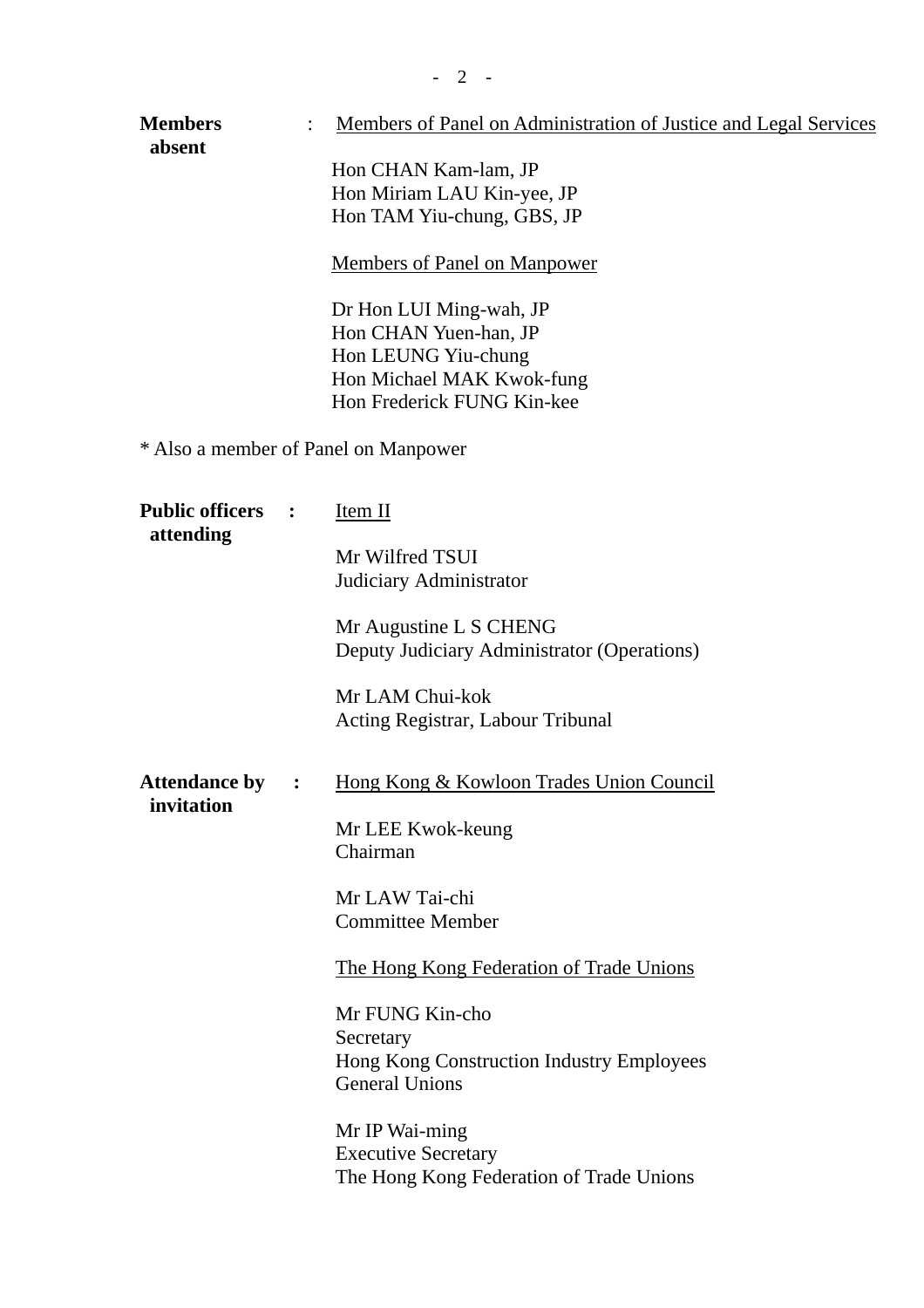**Members absent** : <u>Members of Panel on Administration of Justice and Legal Services</u>

Hon CHAN Kam-lam, JP
Hon Miriam LAU Kin-yee, JP
Hon TAM Yiu-chung, GBS, JP

<u>Members of Panel on Manpower</u>

Dr Hon LUI Ming-wah, JP
Hon CHAN Yuen-han, JP
Hon LEUNG Yiu-chung
Hon Michael MAK Kwok-fung
Hon Frederick FUNG Kin-kee

* Also a member of Panel on Manpower

**Public officers attending** : <u>Item II</u>

Mr Wilfred TSUI
Judiciary Administrator

Mr Augustine L S CHENG
Deputy Judiciary Administrator (Operations)

Mr LAM Chui-kok
Acting Registrar, Labour Tribunal

**Attendance by invitation** : <u>Hong Kong & Kowloon Trades Union Council</u>

Mr LEE Kwok-keung
Chairman

Mr LAW Tai-chi
Committee Member

<u>The Hong Kong Federation of Trade Unions</u>

Mr FUNG Kin-cho
Secretary
Hong Kong Construction Industry Employees General Unions

Mr IP Wai-ming
Executive Secretary
The Hong Kong Federation of Trade Unions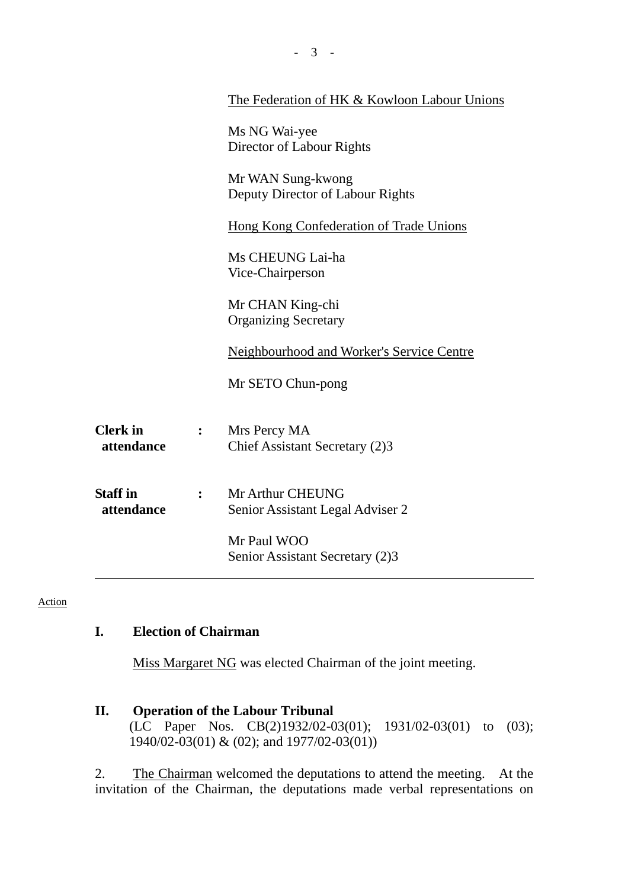The Federation of HK & Kowloon Labour Unions

Ms NG Wai-yee
Director of Labour Rights

Mr WAN Sung-kwong
Deputy Director of Labour Rights

Hong Kong Confederation of Trade Unions

Ms CHEUNG Lai-ha
Vice-Chairperson

Mr CHAN King-chi
Organizing Secretary

Neighbourhood and Worker's Service Centre

Mr SETO Chun-pong

**Clerk in attendance** : Mrs Percy MA
Chief Assistant Secretary (2)3

**Staff in attendance** : Mr Arthur CHEUNG
Senior Assistant Legal Adviser 2

Mr Paul WOO
Senior Assistant Secretary (2)3

---

Action

## I. Election of Chairman

Miss Margaret NG was elected Chairman of the joint meeting.

## II. Operation of the Labour Tribunal

(LC Paper Nos. CB(2)1932/02-03(01); 1931/02-03(01) to (03); 1940/02-03(01) & (02); and 1977/02-03(01))

2. The Chairman welcomed the deputations to attend the meeting. At the invitation of the Chairman, the deputations made verbal representations on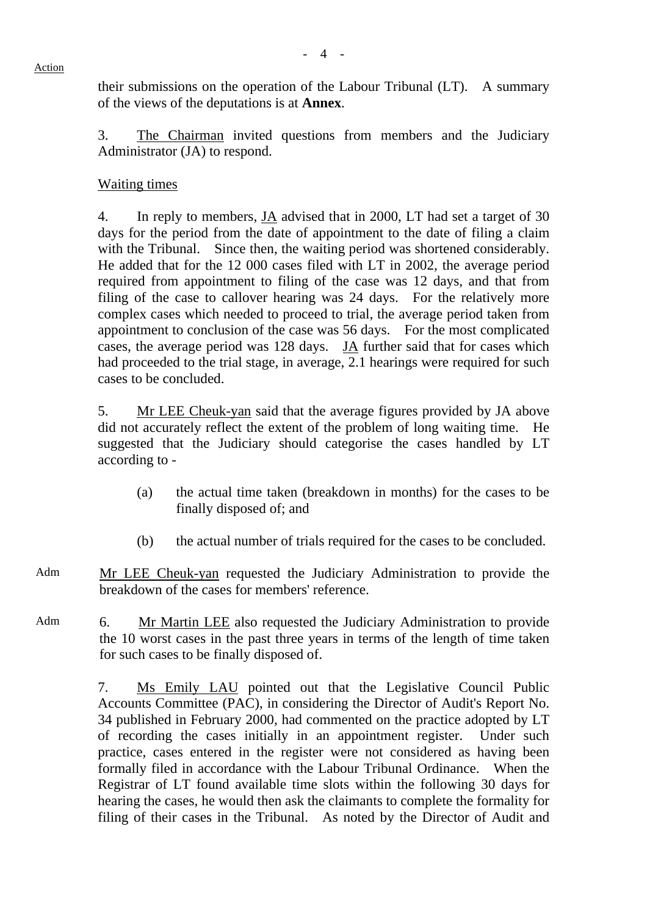their submissions on the operation of the Labour Tribunal (LT). A summary of the views of the deputations is at **Annex**.

3. The Chairman invited questions from members and the Judiciary Administrator (JA) to respond.

Waiting times

4. In reply to members, JA advised that in 2000, LT had set a target of 30 days for the period from the date of appointment to the date of filing a claim with the Tribunal. Since then, the waiting period was shortened considerably. He added that for the 12 000 cases filed with LT in 2002, the average period required from appointment to filing of the case was 12 days, and that from filing of the case to callover hearing was 24 days. For the relatively more complex cases which needed to proceed to trial, the average period taken from appointment to conclusion of the case was 56 days. For the most complicated cases, the average period was 128 days. JA further said that for cases which had proceeded to the trial stage, in average, 2.1 hearings were required for such cases to be concluded.

5. Mr LEE Cheuk-yan said that the average figures provided by JA above did not accurately reflect the extent of the problem of long waiting time. He suggested that the Judiciary should categorise the cases handled by LT according to -

(a) the actual time taken (breakdown in months) for the cases to be finally disposed of; and

(b) the actual number of trials required for the cases to be concluded.

Adm — Mr LEE Cheuk-yan requested the Judiciary Administration to provide the breakdown of the cases for members' reference.

Adm — 6. Mr Martin LEE also requested the Judiciary Administration to provide the 10 worst cases in the past three years in terms of the length of time taken for such cases to be finally disposed of.

7. Ms Emily LAU pointed out that the Legislative Council Public Accounts Committee (PAC), in considering the Director of Audit's Report No. 34 published in February 2000, had commented on the practice adopted by LT of recording the cases initially in an appointment register. Under such practice, cases entered in the register were not considered as having been formally filed in accordance with the Labour Tribunal Ordinance. When the Registrar of LT found available time slots within the following 30 days for hearing the cases, he would then ask the claimants to complete the formality for filing of their cases in the Tribunal. As noted by the Director of Audit and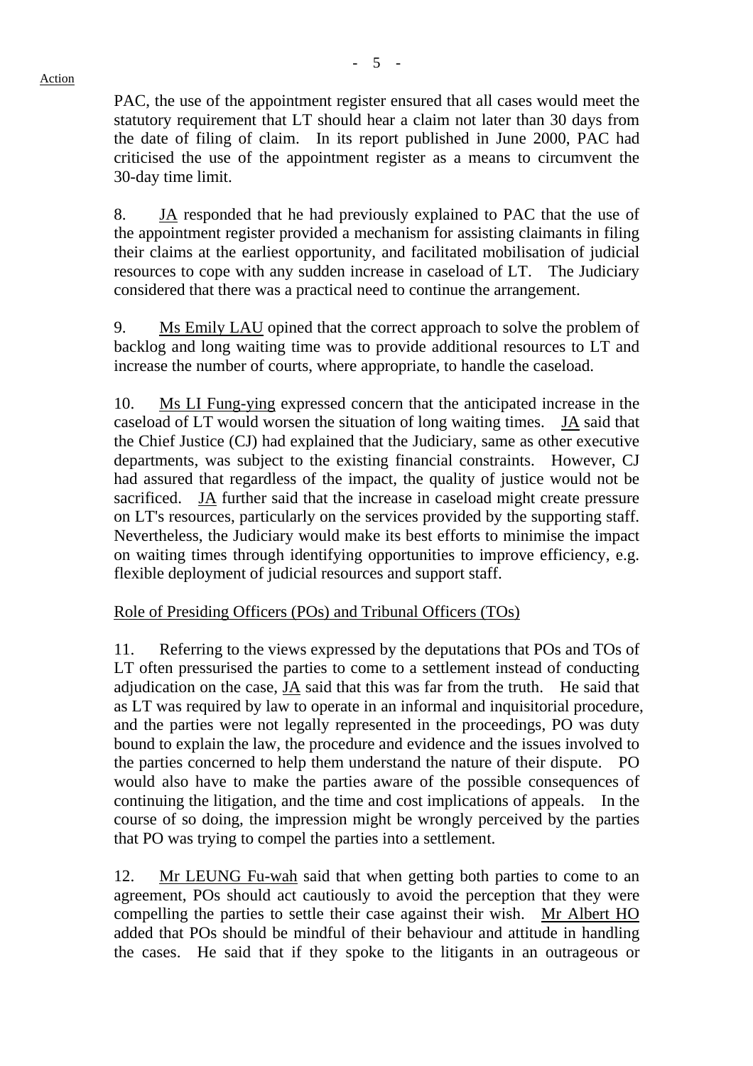PAC, the use of the appointment register ensured that all cases would meet the statutory requirement that LT should hear a claim not later than 30 days from the date of filing of claim. In its report published in June 2000, PAC had criticised the use of the appointment register as a means to circumvent the 30-day time limit.

8. JA responded that he had previously explained to PAC that the use of the appointment register provided a mechanism for assisting claimants in filing their claims at the earliest opportunity, and facilitated mobilisation of judicial resources to cope with any sudden increase in caseload of LT. The Judiciary considered that there was a practical need to continue the arrangement.

9. Ms Emily LAU opined that the correct approach to solve the problem of backlog and long waiting time was to provide additional resources to LT and increase the number of courts, where appropriate, to handle the caseload.

10. Ms LI Fung-ying expressed concern that the anticipated increase in the caseload of LT would worsen the situation of long waiting times. JA said that the Chief Justice (CJ) had explained that the Judiciary, same as other executive departments, was subject to the existing financial constraints. However, CJ had assured that regardless of the impact, the quality of justice would not be sacrificed. JA further said that the increase in caseload might create pressure on LT's resources, particularly on the services provided by the supporting staff. Nevertheless, the Judiciary would make its best efforts to minimise the impact on waiting times through identifying opportunities to improve efficiency, e.g. flexible deployment of judicial resources and support staff.

Role of Presiding Officers (POs) and Tribunal Officers (TOs)

11. Referring to the views expressed by the deputations that POs and TOs of LT often pressurised the parties to come to a settlement instead of conducting adjudication on the case, JA said that this was far from the truth. He said that as LT was required by law to operate in an informal and inquisitorial procedure, and the parties were not legally represented in the proceedings, PO was duty bound to explain the law, the procedure and evidence and the issues involved to the parties concerned to help them understand the nature of their dispute. PO would also have to make the parties aware of the possible consequences of continuing the litigation, and the time and cost implications of appeals. In the course of so doing, the impression might be wrongly perceived by the parties that PO was trying to compel the parties into a settlement.

12. Mr LEUNG Fu-wah said that when getting both parties to come to an agreement, POs should act cautiously to avoid the perception that they were compelling the parties to settle their case against their wish. Mr Albert HO added that POs should be mindful of their behaviour and attitude in handling the cases. He said that if they spoke to the litigants in an outrageous or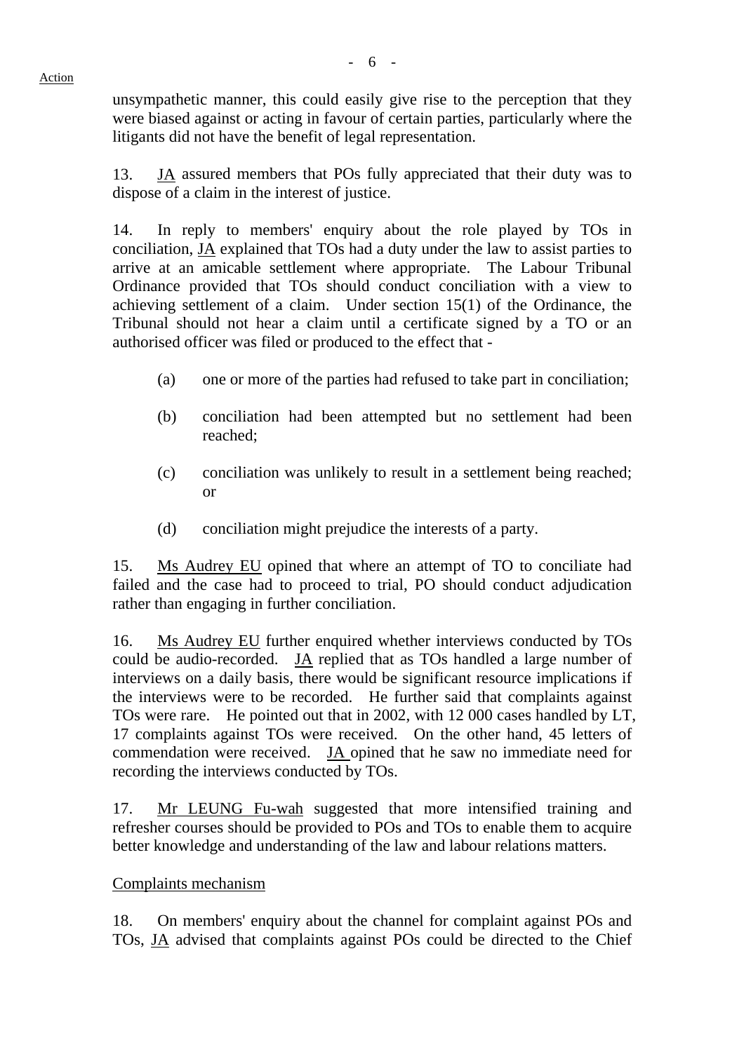unsympathetic manner, this could easily give rise to the perception that they were biased against or acting in favour of certain parties, particularly where the litigants did not have the benefit of legal representation.

13. JA assured members that POs fully appreciated that their duty was to dispose of a claim in the interest of justice.

14. In reply to members' enquiry about the role played by TOs in conciliation, JA explained that TOs had a duty under the law to assist parties to arrive at an amicable settlement where appropriate. The Labour Tribunal Ordinance provided that TOs should conduct conciliation with a view to achieving settlement of a claim. Under section 15(1) of the Ordinance, the Tribunal should not hear a claim until a certificate signed by a TO or an authorised officer was filed or produced to the effect that -

(a) one or more of the parties had refused to take part in conciliation;

(b) conciliation had been attempted but no settlement had been reached;

(c) conciliation was unlikely to result in a settlement being reached; or

(d) conciliation might prejudice the interests of a party.

15. Ms Audrey EU opined that where an attempt of TO to conciliate had failed and the case had to proceed to trial, PO should conduct adjudication rather than engaging in further conciliation.

16. Ms Audrey EU further enquired whether interviews conducted by TOs could be audio-recorded. JA replied that as TOs handled a large number of interviews on a daily basis, there would be significant resource implications if the interviews were to be recorded. He further said that complaints against TOs were rare. He pointed out that in 2002, with 12 000 cases handled by LT, 17 complaints against TOs were received. On the other hand, 45 letters of commendation were received. JA opined that he saw no immediate need for recording the interviews conducted by TOs.

17. Mr LEUNG Fu-wah suggested that more intensified training and refresher courses should be provided to POs and TOs to enable them to acquire better knowledge and understanding of the law and labour relations matters.

Complaints mechanism

18. On members' enquiry about the channel for complaint against POs and TOs, JA advised that complaints against POs could be directed to the Chief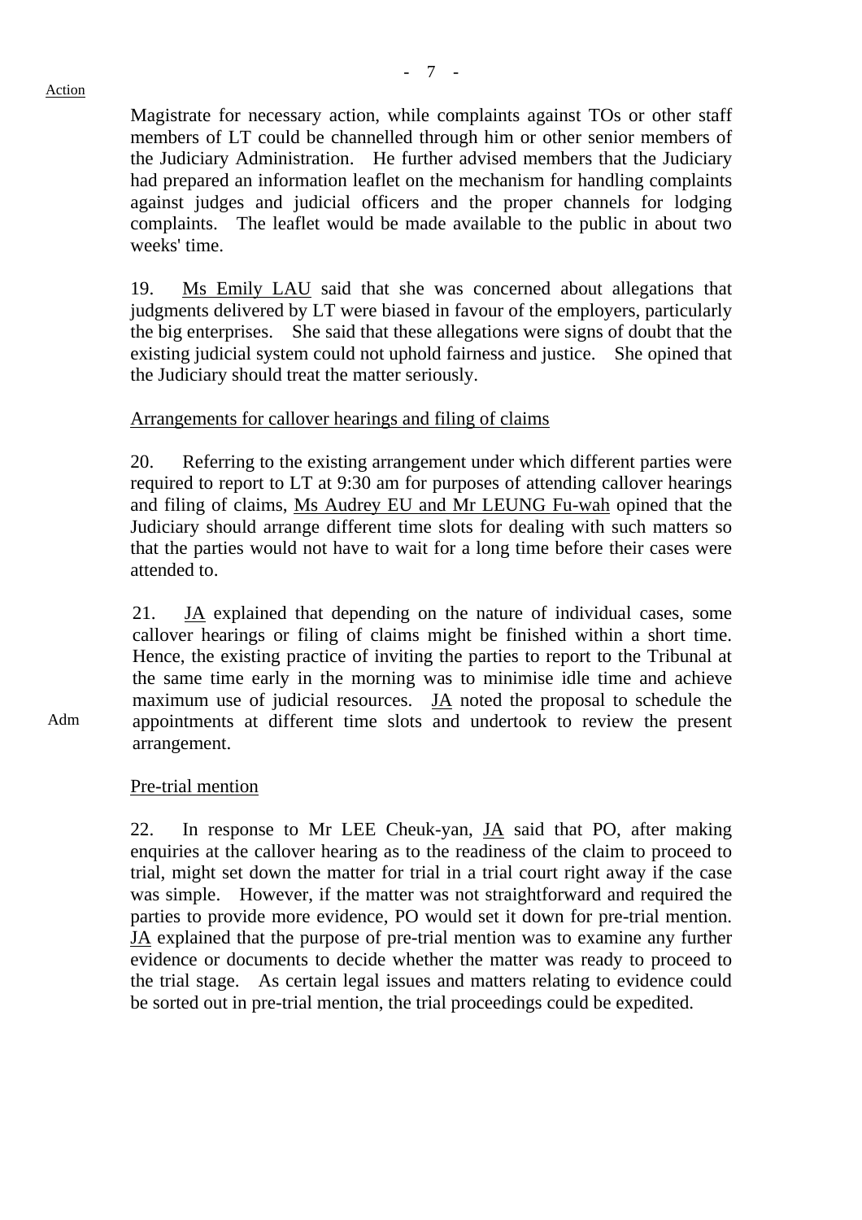Action

Magistrate for necessary action, while complaints against TOs or other staff members of LT could be channelled through him or other senior members of the Judiciary Administration. He further advised members that the Judiciary had prepared an information leaflet on the mechanism for handling complaints against judges and judicial officers and the proper channels for lodging complaints. The leaflet would be made available to the public in about two weeks' time.

19. Ms Emily LAU said that she was concerned about allegations that judgments delivered by LT were biased in favour of the employers, particularly the big enterprises. She said that these allegations were signs of doubt that the existing judicial system could not uphold fairness and justice. She opined that the Judiciary should treat the matter seriously.

Arrangements for callover hearings and filing of claims

20. Referring to the existing arrangement under which different parties were required to report to LT at 9:30 am for purposes of attending callover hearings and filing of claims, Ms Audrey EU and Mr LEUNG Fu-wah opined that the Judiciary should arrange different time slots for dealing with such matters so that the parties would not have to wait for a long time before their cases were attended to.

21. JA explained that depending on the nature of individual cases, some callover hearings or filing of claims might be finished within a short time. Hence, the existing practice of inviting the parties to report to the Tribunal at the same time early in the morning was to minimise idle time and achieve maximum use of judicial resources. JA noted the proposal to schedule the appointments at different time slots and undertook to review the present arrangement.

Adm

Pre-trial mention

22. In response to Mr LEE Cheuk-yan, JA said that PO, after making enquiries at the callover hearing as to the readiness of the claim to proceed to trial, might set down the matter for trial in a trial court right away if the case was simple. However, if the matter was not straightforward and required the parties to provide more evidence, PO would set it down for pre-trial mention. JA explained that the purpose of pre-trial mention was to examine any further evidence or documents to decide whether the matter was ready to proceed to the trial stage. As certain legal issues and matters relating to evidence could be sorted out in pre-trial mention, the trial proceedings could be expedited.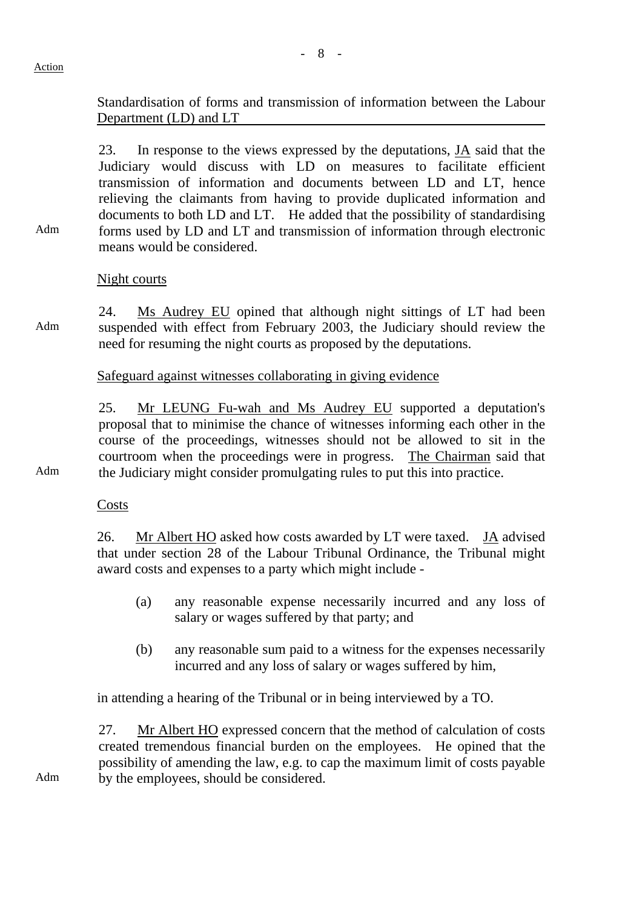Action

Standardisation of forms and transmission of information between the Labour Department (LD) and LT

Adm

23. In response to the views expressed by the deputations, JA said that the Judiciary would discuss with LD on measures to facilitate efficient transmission of information and documents between LD and LT, hence relieving the claimants from having to provide duplicated information and documents to both LD and LT. He added that the possibility of standardising forms used by LD and LT and transmission of information through electronic means would be considered.

Night courts

Adm

24. Ms Audrey EU opined that although night sittings of LT had been suspended with effect from February 2003, the Judiciary should review the need for resuming the night courts as proposed by the deputations.

Safeguard against witnesses collaborating in giving evidence

Adm

25. Mr LEUNG Fu-wah and Ms Audrey EU supported a deputation's proposal that to minimise the chance of witnesses informing each other in the course of the proceedings, witnesses should not be allowed to sit in the courtroom when the proceedings were in progress. The Chairman said that the Judiciary might consider promulgating rules to put this into practice.

Costs

26. Mr Albert HO asked how costs awarded by LT were taxed. JA advised that under section 28 of the Labour Tribunal Ordinance, the Tribunal might award costs and expenses to a party which might include -

(a) any reasonable expense necessarily incurred and any loss of salary or wages suffered by that party; and

(b) any reasonable sum paid to a witness for the expenses necessarily incurred and any loss of salary or wages suffered by him,

in attending a hearing of the Tribunal or in being interviewed by a TO.

Adm

27. Mr Albert HO expressed concern that the method of calculation of costs created tremendous financial burden on the employees. He opined that the possibility of amending the law, e.g. to cap the maximum limit of costs payable by the employees, should be considered.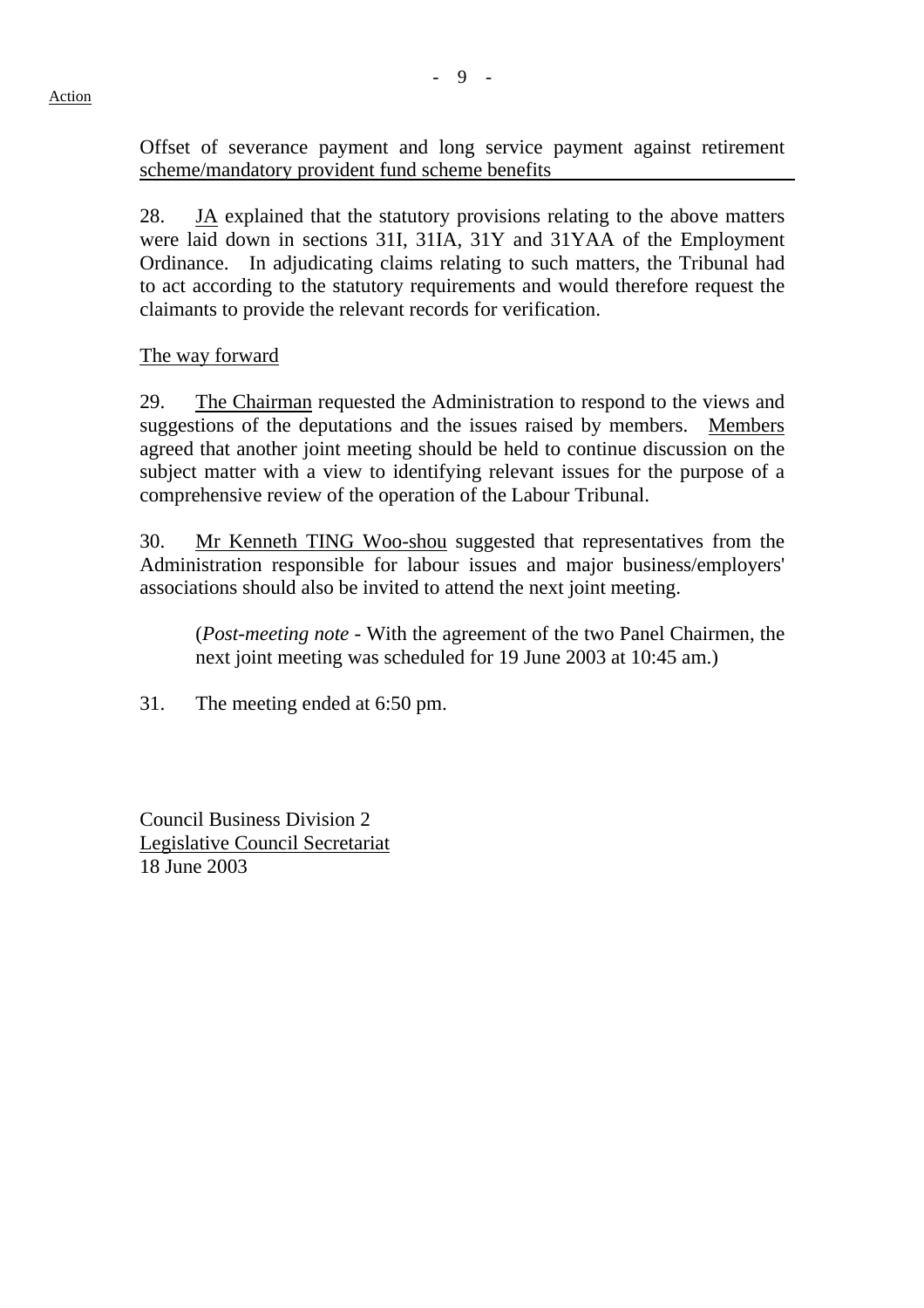Action

Offset of severance payment and long service payment against retirement scheme/mandatory provident fund scheme benefits

28. JA explained that the statutory provisions relating to the above matters were laid down in sections 31I, 31IA, 31Y and 31YAA of the Employment Ordinance. In adjudicating claims relating to such matters, the Tribunal had to act according to the statutory requirements and would therefore request the claimants to provide the relevant records for verification.

The way forward

29. The Chairman requested the Administration to respond to the views and suggestions of the deputations and the issues raised by members. Members agreed that another joint meeting should be held to continue discussion on the subject matter with a view to identifying relevant issues for the purpose of a comprehensive review of the operation of the Labour Tribunal.

30. Mr Kenneth TING Woo-shou suggested that representatives from the Administration responsible for labour issues and major business/employers' associations should also be invited to attend the next joint meeting.

(*Post-meeting note* - With the agreement of the two Panel Chairmen, the next joint meeting was scheduled for 19 June 2003 at 10:45 am.)

31. The meeting ended at 6:50 pm.

Council Business Division 2
Legislative Council Secretariat
18 June 2003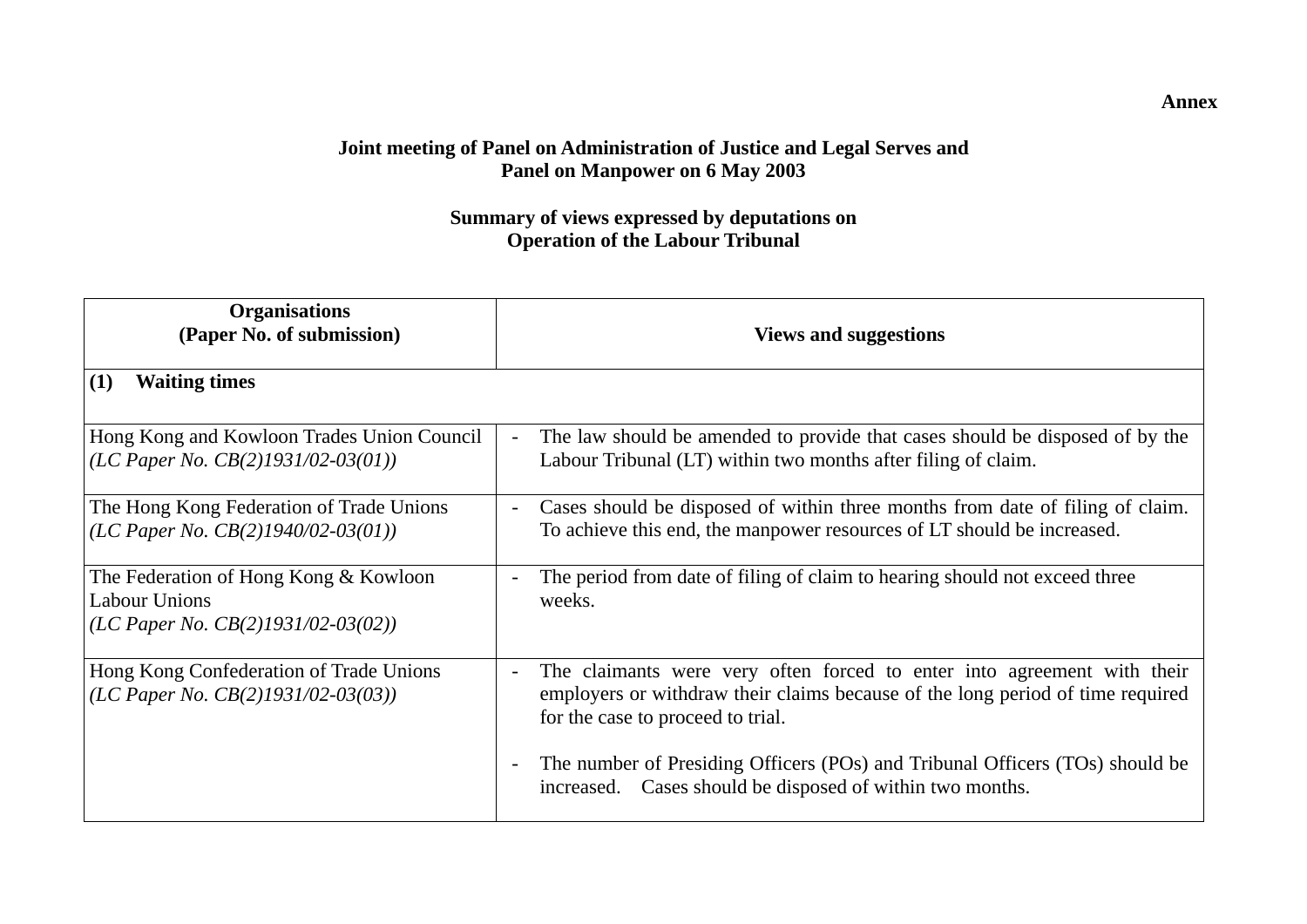**Annex**

**Joint meeting of Panel on Administration of Justice and Legal Serves and Panel on Manpower on 6 May 2003**

**Summary of views expressed by deputations on Operation of the Labour Tribunal**

| **Organisations (Paper No. of submission)** | **Views and suggestions** |
|---|---|
| **(1) Waiting times** | |
| Hong Kong and Kowloon Trades Union Council *(LC Paper No. CB(2)1931/02-03(01))* | - The law should be amended to provide that cases should be disposed of by the Labour Tribunal (LT) within two months after filing of claim. |
| The Hong Kong Federation of Trade Unions *(LC Paper No. CB(2)1940/02-03(01))* | - Cases should be disposed of within three months from date of filing of claim. To achieve this end, the manpower resources of LT should be increased. |
| The Federation of Hong Kong & Kowloon Labour Unions *(LC Paper No. CB(2)1931/02-03(02))* | - The period from date of filing of claim to hearing should not exceed three weeks. |
| Hong Kong Confederation of Trade Unions *(LC Paper No. CB(2)1931/02-03(03))* | - The claimants were very often forced to enter into agreement with their employers or withdraw their claims because of the long period of time required for the case to proceed to trial.<br><br>- The number of Presiding Officers (POs) and Tribunal Officers (TOs) should be increased. Cases should be disposed of within two months. |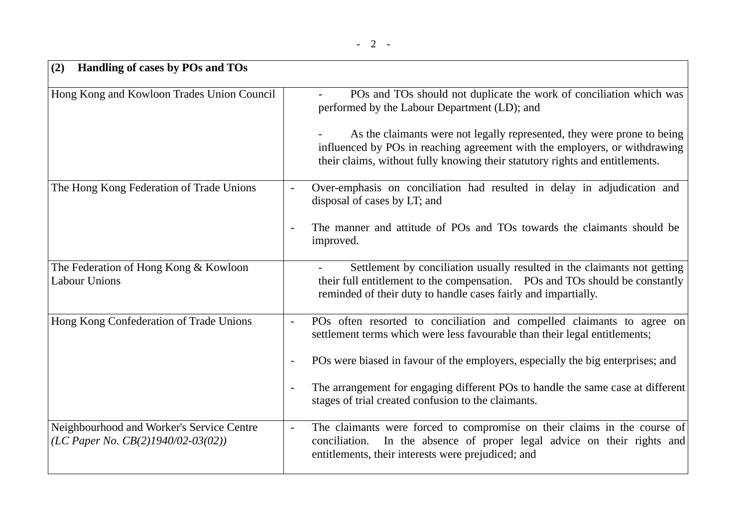| **(2) Handling of cases by POs and TOs** | |
|---|---|
| Hong Kong and Kowloon Trades Union Council | - POs and TOs should not duplicate the work of conciliation which was performed by the Labour Department (LD); and<br><br>- As the claimants were not legally represented, they were prone to being influenced by POs in reaching agreement with the employers, or withdrawing their claims, without fully knowing their statutory rights and entitlements. |
| The Hong Kong Federation of Trade Unions | - Over-emphasis on conciliation had resulted in delay in adjudication and disposal of cases by LT; and<br><br>- The manner and attitude of POs and TOs towards the claimants should be improved. |
| The Federation of Hong Kong & Kowloon Labour Unions | - Settlement by conciliation usually resulted in the claimants not getting their full entitlement to the compensation. POs and TOs should be constantly reminded of their duty to handle cases fairly and impartially. |
| Hong Kong Confederation of Trade Unions | - POs often resorted to conciliation and compelled claimants to agree on settlement terms which were less favourable than their legal entitlements;<br><br>- POs were biased in favour of the employers, especially the big enterprises; and<br><br>- The arrangement for engaging different POs to handle the same case at different stages of trial created confusion to the claimants. |
| Neighbourhood and Worker's Service Centre<br>*(LC Paper No. CB(2)1940/02-03(02))* | - The claimants were forced to compromise on their claims in the course of conciliation. In the absence of proper legal advice on their rights and entitlements, their interests were prejudiced; and |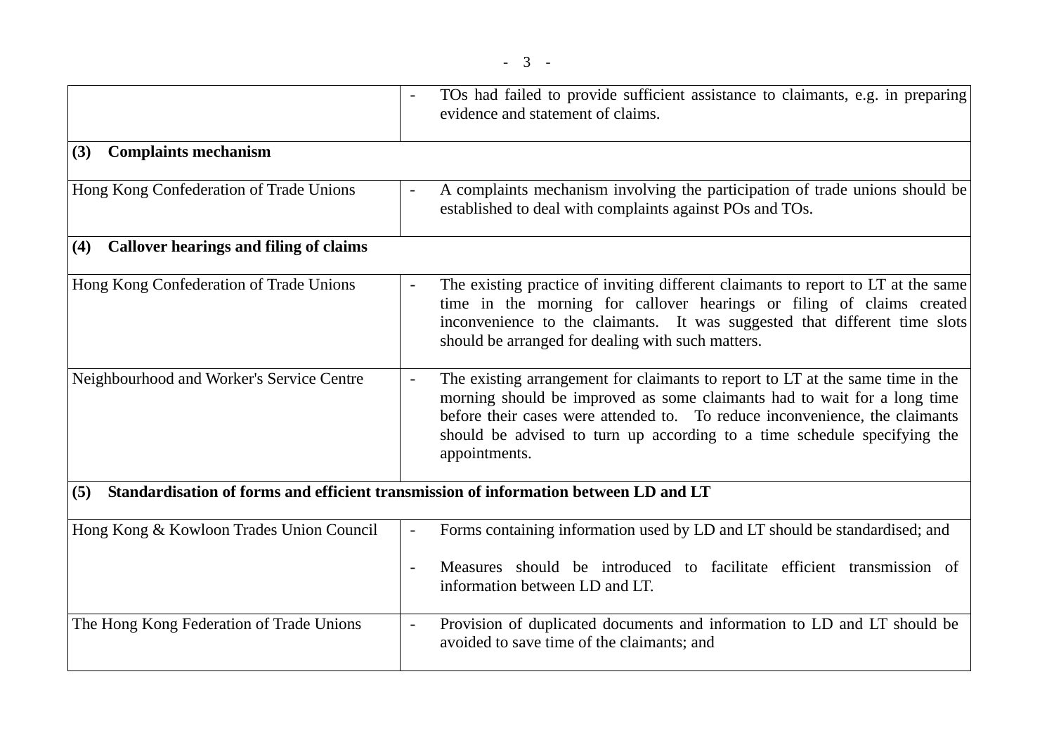| | |
|---|---|
| | - TOs had failed to provide sufficient assistance to claimants, e.g. in preparing evidence and statement of claims. |
| **(3) Complaints mechanism** | |
| Hong Kong Confederation of Trade Unions | - A complaints mechanism involving the participation of trade unions should be established to deal with complaints against POs and TOs. |
| **(4) Callover hearings and filing of claims** | |
| Hong Kong Confederation of Trade Unions | - The existing practice of inviting different claimants to report to LT at the same time in the morning for callover hearings or filing of claims created inconvenience to the claimants. It was suggested that different time slots should be arranged for dealing with such matters. |
| Neighbourhood and Worker's Service Centre | - The existing arrangement for claimants to report to LT at the same time in the morning should be improved as some claimants had to wait for a long time before their cases were attended to. To reduce inconvenience, the claimants should be advised to turn up according to a time schedule specifying the appointments. |
| **(5) Standardisation of forms and efficient transmission of information between LD and LT** | |
| Hong Kong & Kowloon Trades Union Council | - Forms containing information used by LD and LT should be standardised; and<br><br>- Measures should be introduced to facilitate efficient transmission of information between LD and LT. |
| The Hong Kong Federation of Trade Unions | - Provision of duplicated documents and information to LD and LT should be avoided to save time of the claimants; and |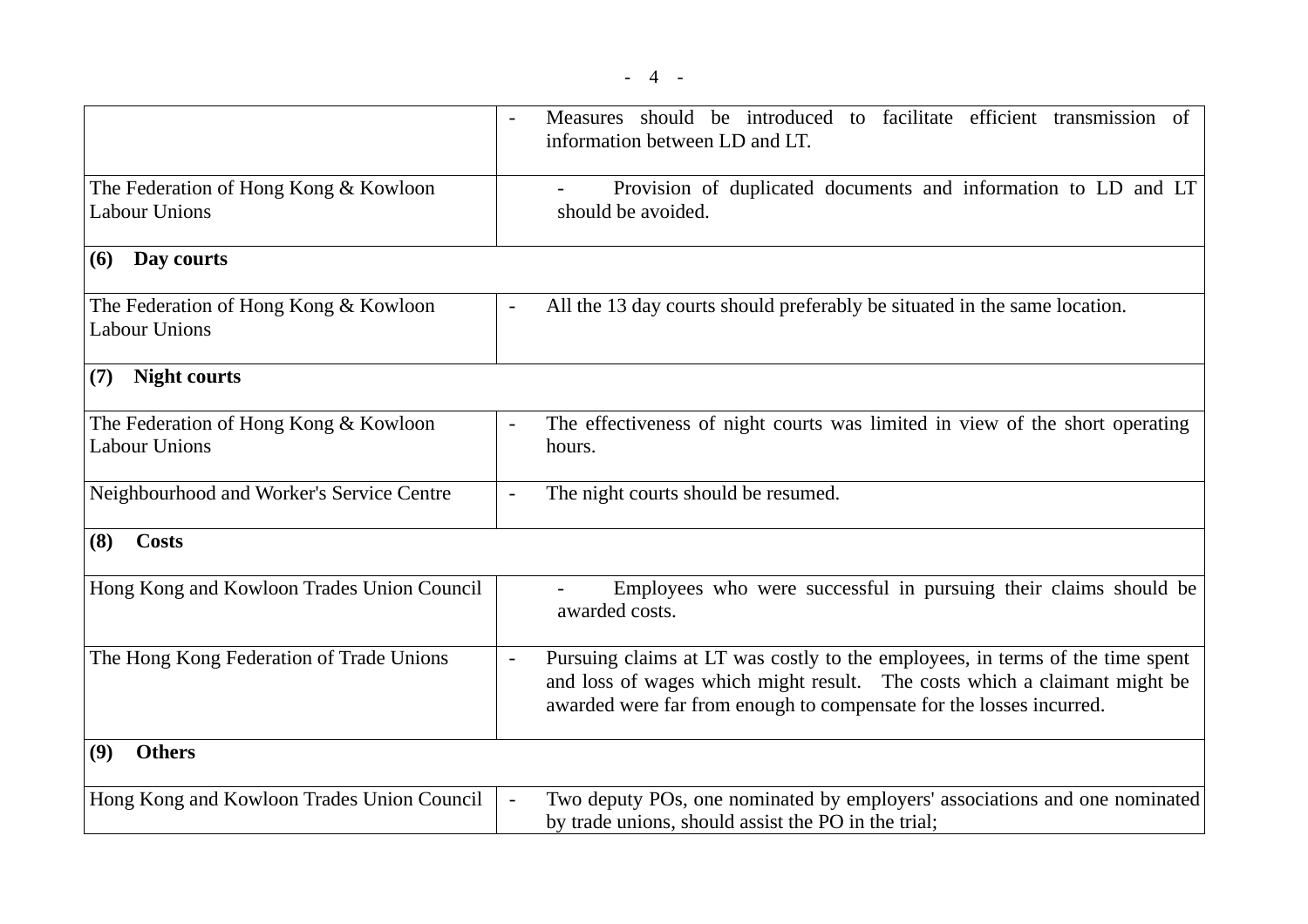| | |
|---|---|
| | - Measures should be introduced to facilitate efficient transmission of information between LD and LT. |
| The Federation of Hong Kong & Kowloon Labour Unions | - Provision of duplicated documents and information to LD and LT should be avoided. |
| **(6) Day courts** | |
| The Federation of Hong Kong & Kowloon Labour Unions | - All the 13 day courts should preferably be situated in the same location. |
| **(7) Night courts** | |
| The Federation of Hong Kong & Kowloon Labour Unions | - The effectiveness of night courts was limited in view of the short operating hours. |
| Neighbourhood and Worker's Service Centre | - The night courts should be resumed. |
| **(8) Costs** | |
| Hong Kong and Kowloon Trades Union Council | - Employees who were successful in pursuing their claims should be awarded costs. |
| The Hong Kong Federation of Trade Unions | - Pursuing claims at LT was costly to the employees, in terms of the time spent and loss of wages which might result. The costs which a claimant might be awarded were far from enough to compensate for the losses incurred. |
| **(9) Others** | |
| Hong Kong and Kowloon Trades Union Council | - Two deputy POs, one nominated by employers' associations and one nominated by trade unions, should assist the PO in the trial; |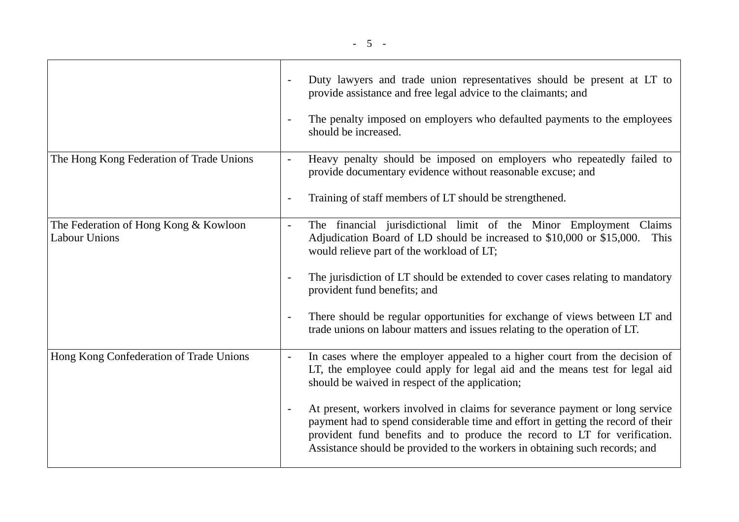| | |
|---|---|
| | - Duty lawyers and trade union representatives should be present at LT to provide assistance and free legal advice to the claimants; and<br><br>- The penalty imposed on employers who defaulted payments to the employees should be increased. |
| The Hong Kong Federation of Trade Unions | - Heavy penalty should be imposed on employers who repeatedly failed to provide documentary evidence without reasonable excuse; and<br><br>- Training of staff members of LT should be strengthened. |
| The Federation of Hong Kong & Kowloon Labour Unions | - The financial jurisdictional limit of the Minor Employment Claims Adjudication Board of LD should be increased to $10,000 or $15,000. This would relieve part of the workload of LT;<br><br>- The jurisdiction of LT should be extended to cover cases relating to mandatory provident fund benefits; and<br><br>- There should be regular opportunities for exchange of views between LT and trade unions on labour matters and issues relating to the operation of LT. |
| Hong Kong Confederation of Trade Unions | - In cases where the employer appealed to a higher court from the decision of LT, the employee could apply for legal aid and the means test for legal aid should be waived in respect of the application;<br><br>- At present, workers involved in claims for severance payment or long service payment had to spend considerable time and effort in getting the record of their provident fund benefits and to produce the record to LT for verification. Assistance should be provided to the workers in obtaining such records; and |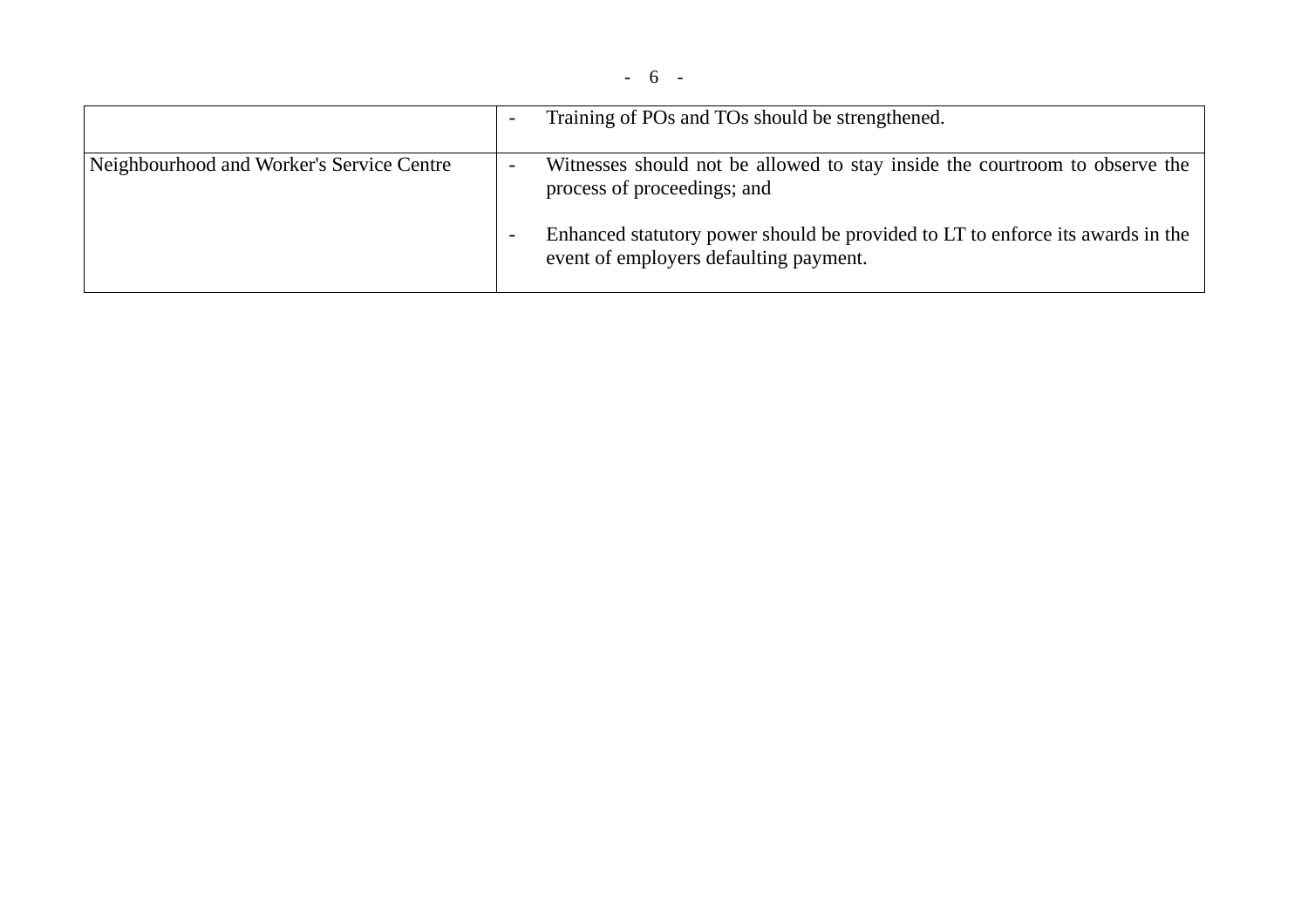| | |
|---|---|
| | - Training of POs and TOs should be strengthened. |
| Neighbourhood and Worker's Service Centre | - Witnesses should not be allowed to stay inside the courtroom to observe the process of proceedings; and<br><br>- Enhanced statutory power should be provided to LT to enforce its awards in the event of employers defaulting payment. |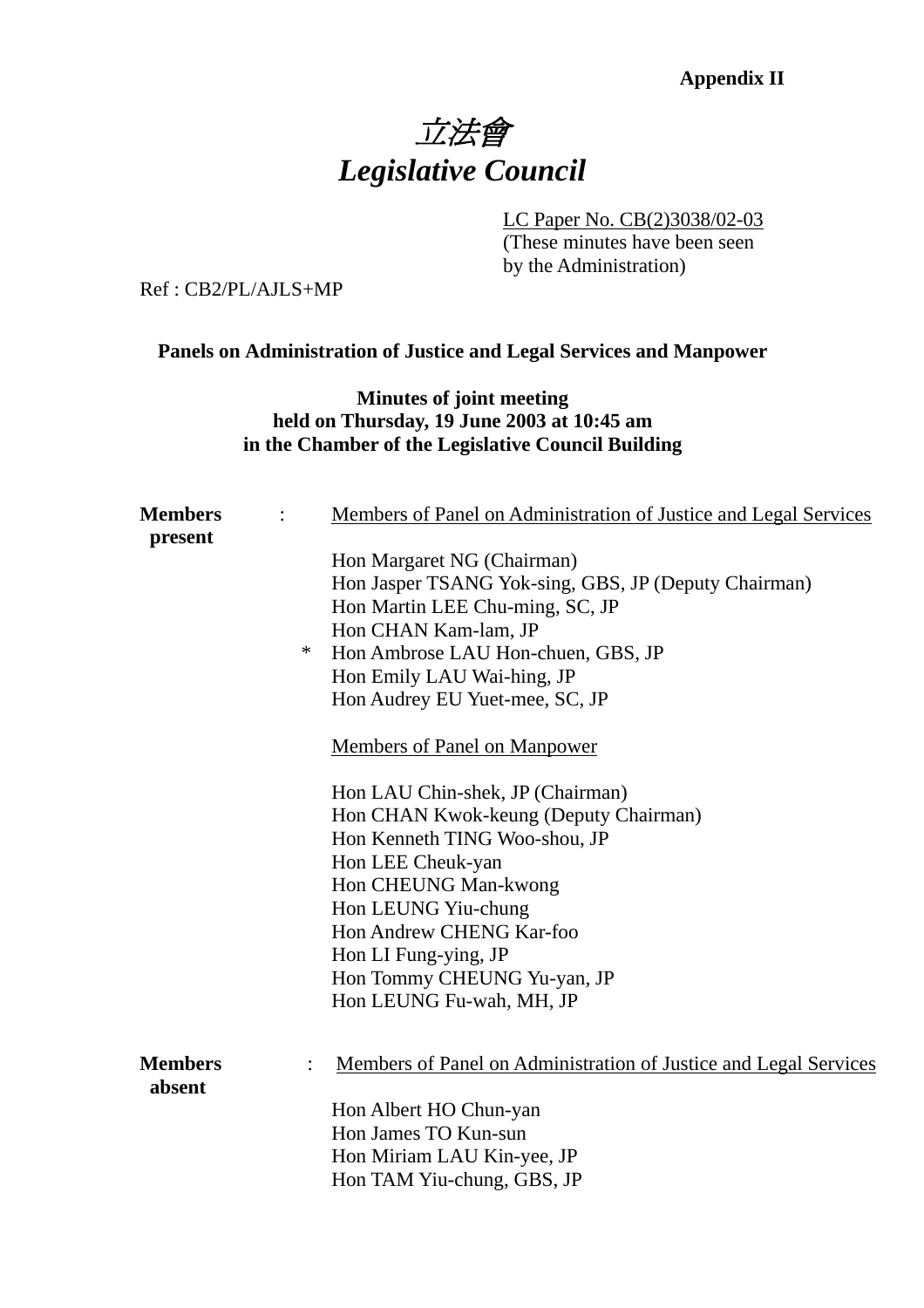**Appendix II**

# *立法會*
# *Legislative Council*

LC Paper No. CB(2)3038/02-03
(These minutes have been seen by the Administration)

Ref : CB2/PL/AJLS+MP

**Panels on Administration of Justice and Legal Services and Manpower**

**Minutes of joint meeting**
**held on Thursday, 19 June 2003 at 10:45 am**
**in the Chamber of the Legislative Council Building**

**Members present** :

Members of Panel on Administration of Justice and Legal Services

Hon Margaret NG (Chairman)
Hon Jasper TSANG Yok-sing, GBS, JP (Deputy Chairman)
Hon Martin LEE Chu-ming, SC, JP
Hon CHAN Kam-lam, JP
\* Hon Ambrose LAU Hon-chuen, GBS, JP
Hon Emily LAU Wai-hing, JP
Hon Audrey EU Yuet-mee, SC, JP

Members of Panel on Manpower

Hon LAU Chin-shek, JP (Chairman)
Hon CHAN Kwok-keung (Deputy Chairman)
Hon Kenneth TING Woo-shou, JP
Hon LEE Cheuk-yan
Hon CHEUNG Man-kwong
Hon LEUNG Yiu-chung
Hon Andrew CHENG Kar-foo
Hon LI Fung-ying, JP
Hon Tommy CHEUNG Yu-yan, JP
Hon LEUNG Fu-wah, MH, JP

**Members absent** :

Members of Panel on Administration of Justice and Legal Services

Hon Albert HO Chun-yan
Hon James TO Kun-sun
Hon Miriam LAU Kin-yee, JP
Hon TAM Yiu-chung, GBS, JP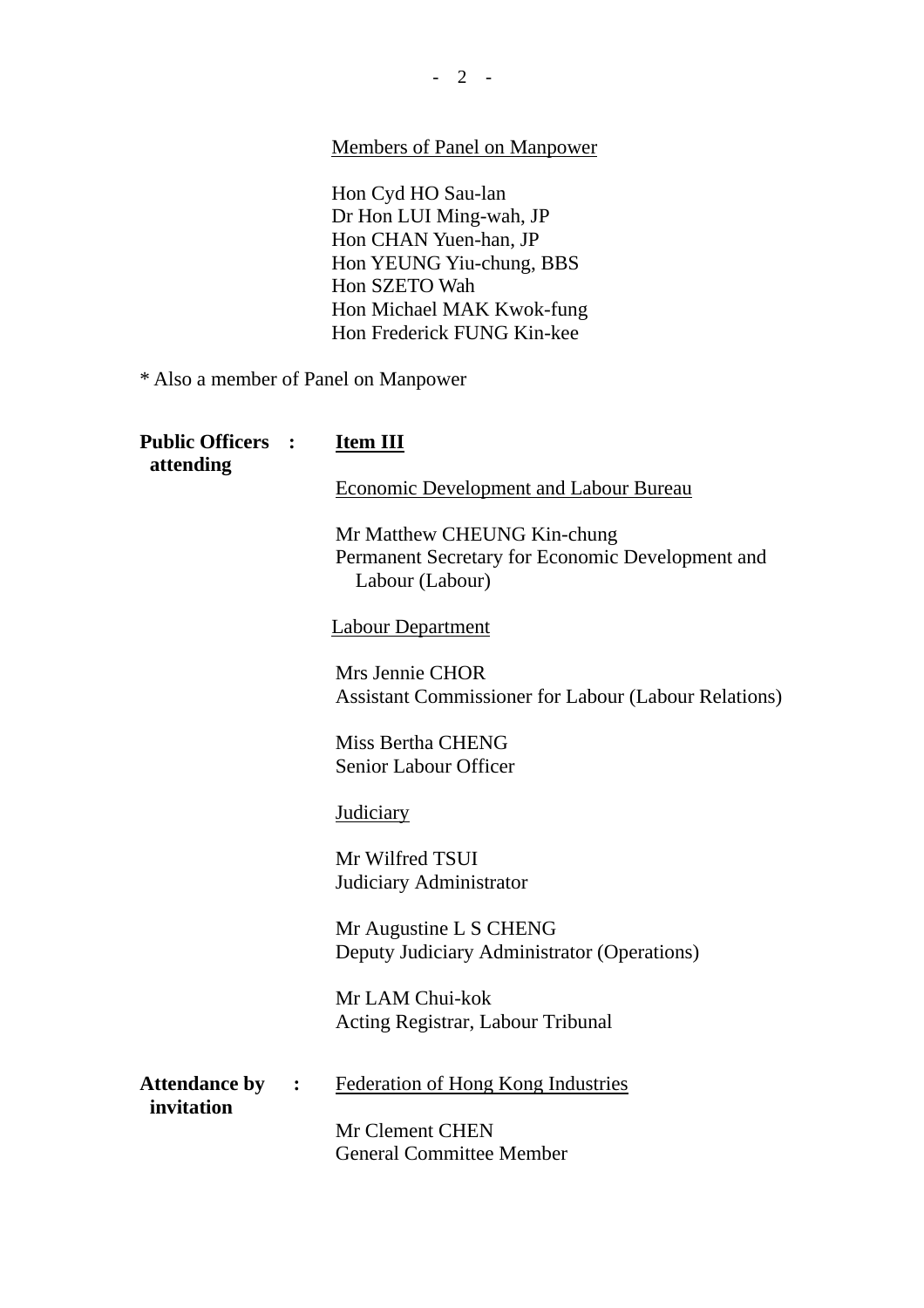Members of Panel on Manpower

Hon Cyd HO Sau-lan
Dr Hon LUI Ming-wah, JP
Hon CHAN Yuen-han, JP
Hon YEUNG Yiu-chung, BBS
Hon SZETO Wah
Hon Michael MAK Kwok-fung
Hon Frederick FUNG Kin-kee

* Also a member of Panel on Manpower

**Public Officers attending** : **Item III**

Economic Development and Labour Bureau

Mr Matthew CHEUNG Kin-chung
Permanent Secretary for Economic Development and Labour (Labour)

Labour Department

Mrs Jennie CHOR
Assistant Commissioner for Labour (Labour Relations)

Miss Bertha CHENG
Senior Labour Officer

Judiciary

Mr Wilfred TSUI
Judiciary Administrator

Mr Augustine L S CHENG
Deputy Judiciary Administrator (Operations)

Mr LAM Chui-kok
Acting Registrar, Labour Tribunal

**Attendance by invitation** : Federation of Hong Kong Industries

Mr Clement CHEN
General Committee Member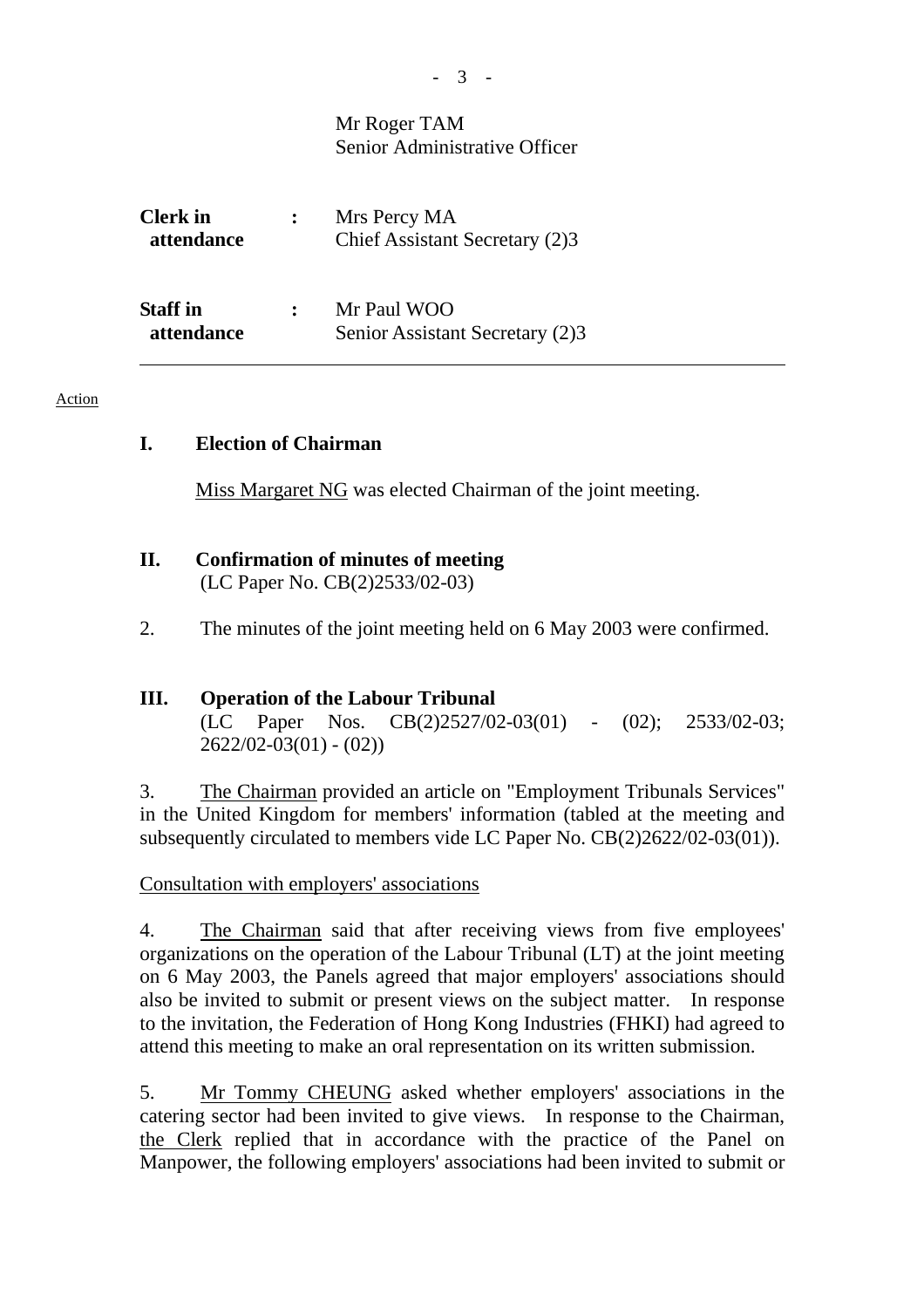Mr Roger TAM
Senior Administrative Officer

| | | |
|---|---|---|
| **Clerk in attendance** | **:** | Mrs Percy MA<br>Chief Assistant Secretary (2)3 |
| **Staff in attendance** | **:** | Mr Paul WOO<br>Senior Assistant Secretary (2)3 |

---

Action

## I. Election of Chairman

Miss Margaret NG was elected Chairman of the joint meeting.

## II. Confirmation of minutes of meeting

(LC Paper No. CB(2)2533/02-03)

2. The minutes of the joint meeting held on 6 May 2003 were confirmed.

## III. Operation of the Labour Tribunal

(LC Paper Nos. CB(2)2527/02-03(01) - (02); 2533/02-03; 2622/02-03(01) - (02))

3. The Chairman provided an article on "Employment Tribunals Services" in the United Kingdom for members' information (tabled at the meeting and subsequently circulated to members vide LC Paper No. CB(2)2622/02-03(01)).

Consultation with employers' associations

4. The Chairman said that after receiving views from five employees' organizations on the operation of the Labour Tribunal (LT) at the joint meeting on 6 May 2003, the Panels agreed that major employers' associations should also be invited to submit or present views on the subject matter. In response to the invitation, the Federation of Hong Kong Industries (FHKI) had agreed to attend this meeting to make an oral representation on its written submission.

5. Mr Tommy CHEUNG asked whether employers' associations in the catering sector had been invited to give views. In response to the Chairman, the Clerk replied that in accordance with the practice of the Panel on Manpower, the following employers' associations had been invited to submit or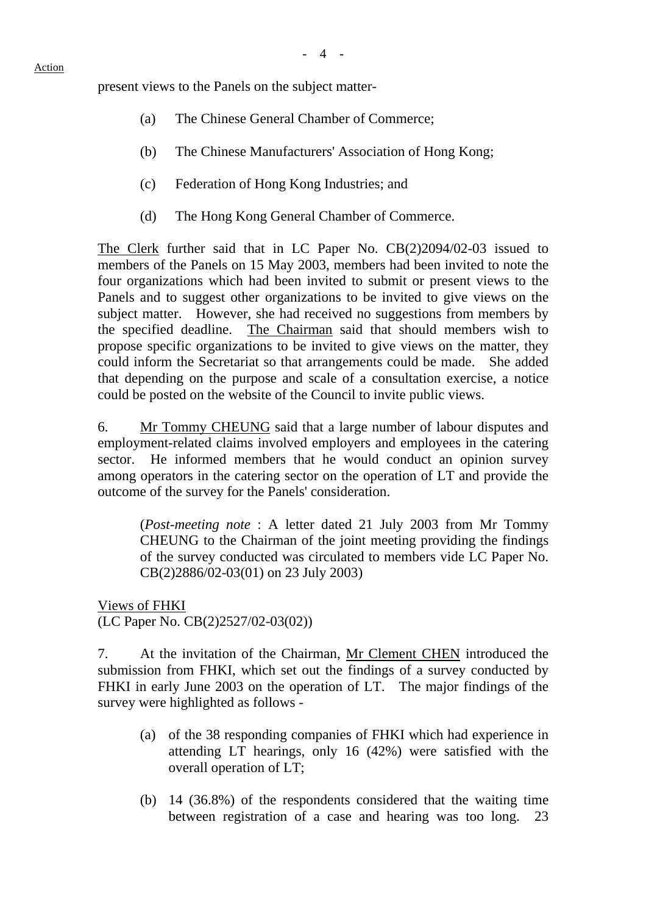present views to the Panels on the subject matter-

(a) The Chinese General Chamber of Commerce;

(b) The Chinese Manufacturers' Association of Hong Kong;

(c) Federation of Hong Kong Industries; and

(d) The Hong Kong General Chamber of Commerce.

The Clerk further said that in LC Paper No. CB(2)2094/02-03 issued to members of the Panels on 15 May 2003, members had been invited to note the four organizations which had been invited to submit or present views to the Panels and to suggest other organizations to be invited to give views on the subject matter. However, she had received no suggestions from members by the specified deadline. The Chairman said that should members wish to propose specific organizations to be invited to give views on the matter, they could inform the Secretariat so that arrangements could be made. She added that depending on the purpose and scale of a consultation exercise, a notice could be posted on the website of the Council to invite public views.

6. Mr Tommy CHEUNG said that a large number of labour disputes and employment-related claims involved employers and employees in the catering sector. He informed members that he would conduct an opinion survey among operators in the catering sector on the operation of LT and provide the outcome of the survey for the Panels' consideration.

(*Post-meeting note* : A letter dated 21 July 2003 from Mr Tommy CHEUNG to the Chairman of the joint meeting providing the findings of the survey conducted was circulated to members vide LC Paper No. CB(2)2886/02-03(01) on 23 July 2003)

Views of FHKI
(LC Paper No. CB(2)2527/02-03(02))

7. At the invitation of the Chairman, Mr Clement CHEN introduced the submission from FHKI, which set out the findings of a survey conducted by FHKI in early June 2003 on the operation of LT. The major findings of the survey were highlighted as follows -

(a) of the 38 responding companies of FHKI which had experience in attending LT hearings, only 16 (42%) were satisfied with the overall operation of LT;

(b) 14 (36.8%) of the respondents considered that the waiting time between registration of a case and hearing was too long. 23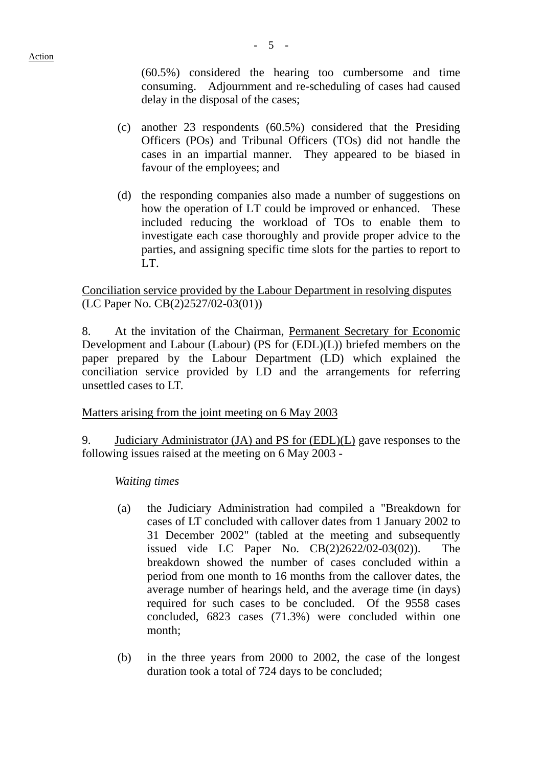(60.5%) considered the hearing too cumbersome and time consuming. Adjournment and re-scheduling of cases had caused delay in the disposal of the cases;

(c) another 23 respondents (60.5%) considered that the Presiding Officers (POs) and Tribunal Officers (TOs) did not handle the cases in an impartial manner. They appeared to be biased in favour of the employees; and

(d) the responding companies also made a number of suggestions on how the operation of LT could be improved or enhanced. These included reducing the workload of TOs to enable them to investigate each case thoroughly and provide proper advice to the parties, and assigning specific time slots for the parties to report to LT.

<u>Conciliation service provided by the Labour Department in resolving disputes</u>
(LC Paper No. CB(2)2527/02-03(01))

8. At the invitation of the Chairman, <u>Permanent Secretary for Economic Development and Labour (Labour)</u> (PS for (EDL)(L)) briefed members on the paper prepared by the Labour Department (LD) which explained the conciliation service provided by LD and the arrangements for referring unsettled cases to LT.

<u>Matters arising from the joint meeting on 6 May 2003</u>

9. <u>Judiciary Administrator (JA) and PS for (EDL)(L)</u> gave responses to the following issues raised at the meeting on 6 May 2003 -

*Waiting times*

(a) the Judiciary Administration had compiled a "Breakdown for cases of LT concluded with callover dates from 1 January 2002 to 31 December 2002" (tabled at the meeting and subsequently issued vide LC Paper No. CB(2)2622/02-03(02)). The breakdown showed the number of cases concluded within a period from one month to 16 months from the callover dates, the average number of hearings held, and the average time (in days) required for such cases to be concluded. Of the 9558 cases concluded, 6823 cases (71.3%) were concluded within one month;

(b) in the three years from 2000 to 2002, the case of the longest duration took a total of 724 days to be concluded;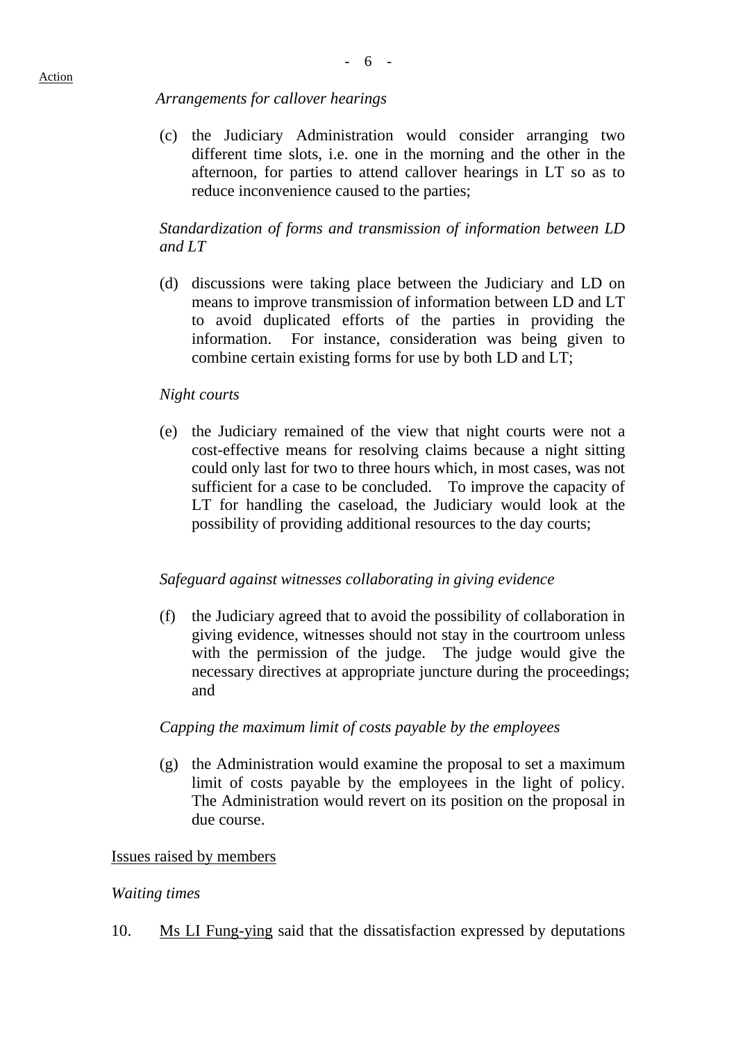*Arrangements for callover hearings*

(c) the Judiciary Administration would consider arranging two different time slots, i.e. one in the morning and the other in the afternoon, for parties to attend callover hearings in LT so as to reduce inconvenience caused to the parties;

*Standardization of forms and transmission of information between LD and LT*

(d) discussions were taking place between the Judiciary and LD on means to improve transmission of information between LD and LT to avoid duplicated efforts of the parties in providing the information. For instance, consideration was being given to combine certain existing forms for use by both LD and LT;

*Night courts*

(e) the Judiciary remained of the view that night courts were not a cost-effective means for resolving claims because a night sitting could only last for two to three hours which, in most cases, was not sufficient for a case to be concluded. To improve the capacity of LT for handling the caseload, the Judiciary would look at the possibility of providing additional resources to the day courts;

*Safeguard against witnesses collaborating in giving evidence*

(f) the Judiciary agreed that to avoid the possibility of collaboration in giving evidence, witnesses should not stay in the courtroom unless with the permission of the judge. The judge would give the necessary directives at appropriate juncture during the proceedings; and

*Capping the maximum limit of costs payable by the employees*

(g) the Administration would examine the proposal to set a maximum limit of costs payable by the employees in the light of policy. The Administration would revert on its position on the proposal in due course.

<u>Issues raised by members</u>

*Waiting times*

10. <u>Ms LI Fung-ying</u> said that the dissatisfaction expressed by deputations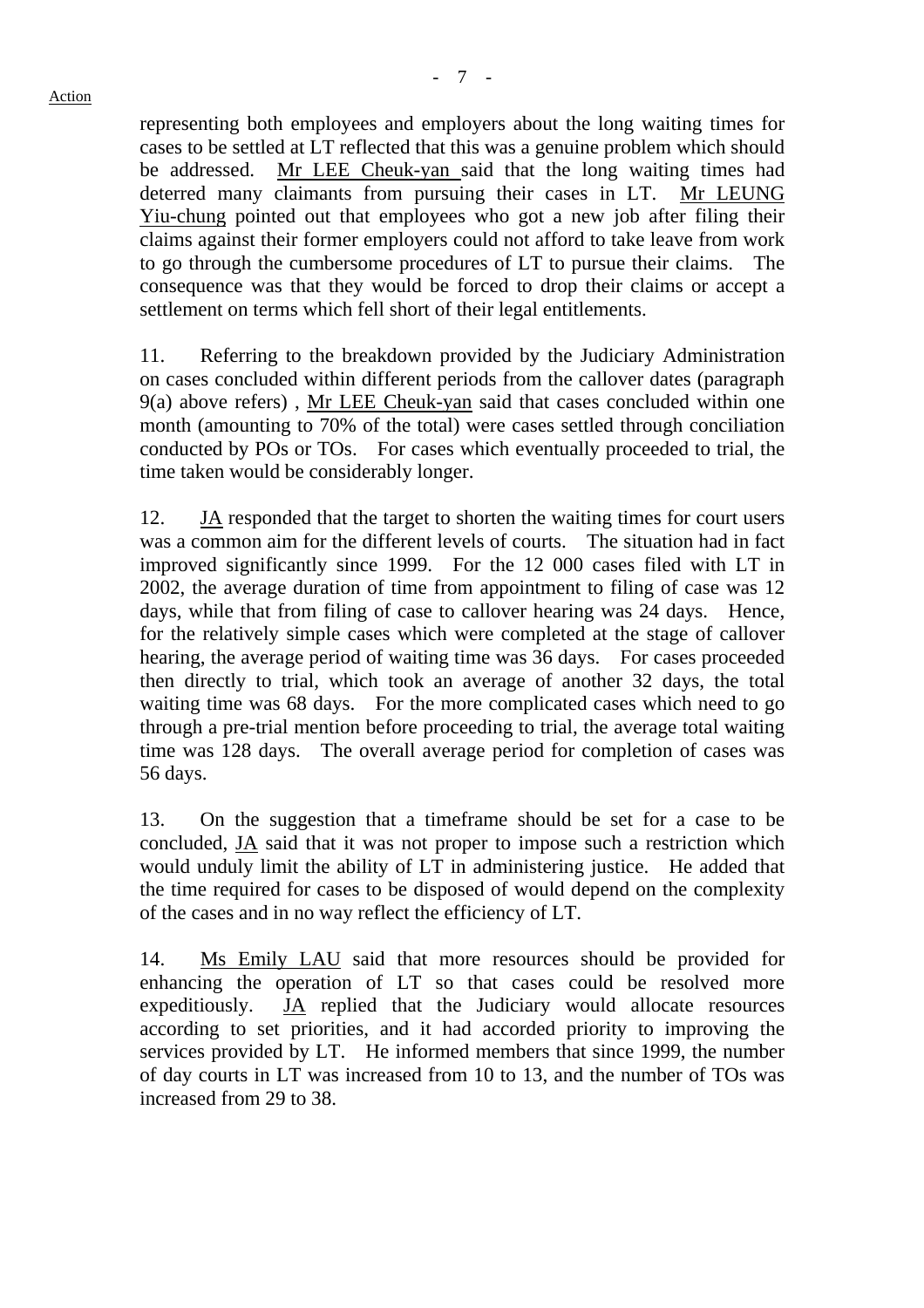representing both employees and employers about the long waiting times for cases to be settled at LT reflected that this was a genuine problem which should be addressed. Mr LEE Cheuk-yan said that the long waiting times had deterred many claimants from pursuing their cases in LT. Mr LEUNG Yiu-chung pointed out that employees who got a new job after filing their claims against their former employers could not afford to take leave from work to go through the cumbersome procedures of LT to pursue their claims. The consequence was that they would be forced to drop their claims or accept a settlement on terms which fell short of their legal entitlements.

11. Referring to the breakdown provided by the Judiciary Administration on cases concluded within different periods from the callover dates (paragraph 9(a) above refers) , Mr LEE Cheuk-yan said that cases concluded within one month (amounting to 70% of the total) were cases settled through conciliation conducted by POs or TOs. For cases which eventually proceeded to trial, the time taken would be considerably longer.

12. JA responded that the target to shorten the waiting times for court users was a common aim for the different levels of courts. The situation had in fact improved significantly since 1999. For the 12 000 cases filed with LT in 2002, the average duration of time from appointment to filing of case was 12 days, while that from filing of case to callover hearing was 24 days. Hence, for the relatively simple cases which were completed at the stage of callover hearing, the average period of waiting time was 36 days. For cases proceeded then directly to trial, which took an average of another 32 days, the total waiting time was 68 days. For the more complicated cases which need to go through a pre-trial mention before proceeding to trial, the average total waiting time was 128 days. The overall average period for completion of cases was 56 days.

13. On the suggestion that a timeframe should be set for a case to be concluded, JA said that it was not proper to impose such a restriction which would unduly limit the ability of LT in administering justice. He added that the time required for cases to be disposed of would depend on the complexity of the cases and in no way reflect the efficiency of LT.

14. Ms Emily LAU said that more resources should be provided for enhancing the operation of LT so that cases could be resolved more expeditiously. JA replied that the Judiciary would allocate resources according to set priorities, and it had accorded priority to improving the services provided by LT. He informed members that since 1999, the number of day courts in LT was increased from 10 to 13, and the number of TOs was increased from 29 to 38.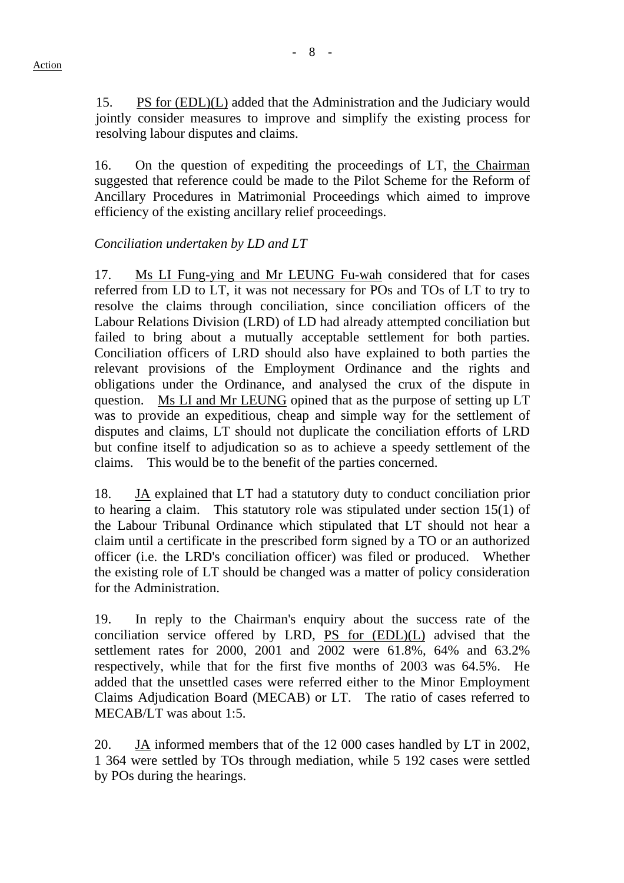15. PS for (EDL)(L) added that the Administration and the Judiciary would jointly consider measures to improve and simplify the existing process for resolving labour disputes and claims.

16. On the question of expediting the proceedings of LT, the Chairman suggested that reference could be made to the Pilot Scheme for the Reform of Ancillary Procedures in Matrimonial Proceedings which aimed to improve efficiency of the existing ancillary relief proceedings.

*Conciliation undertaken by LD and LT*

17. Ms LI Fung-ying and Mr LEUNG Fu-wah considered that for cases referred from LD to LT, it was not necessary for POs and TOs of LT to try to resolve the claims through conciliation, since conciliation officers of the Labour Relations Division (LRD) of LD had already attempted conciliation but failed to bring about a mutually acceptable settlement for both parties. Conciliation officers of LRD should also have explained to both parties the relevant provisions of the Employment Ordinance and the rights and obligations under the Ordinance, and analysed the crux of the dispute in question. Ms LI and Mr LEUNG opined that as the purpose of setting up LT was to provide an expeditious, cheap and simple way for the settlement of disputes and claims, LT should not duplicate the conciliation efforts of LRD but confine itself to adjudication so as to achieve a speedy settlement of the claims. This would be to the benefit of the parties concerned.

18. JA explained that LT had a statutory duty to conduct conciliation prior to hearing a claim. This statutory role was stipulated under section 15(1) of the Labour Tribunal Ordinance which stipulated that LT should not hear a claim until a certificate in the prescribed form signed by a TO or an authorized officer (i.e. the LRD's conciliation officer) was filed or produced. Whether the existing role of LT should be changed was a matter of policy consideration for the Administration.

19. In reply to the Chairman's enquiry about the success rate of the conciliation service offered by LRD, PS for (EDL)(L) advised that the settlement rates for 2000, 2001 and 2002 were 61.8%, 64% and 63.2% respectively, while that for the first five months of 2003 was 64.5%. He added that the unsettled cases were referred either to the Minor Employment Claims Adjudication Board (MECAB) or LT. The ratio of cases referred to MECAB/LT was about 1:5.

20. JA informed members that of the 12 000 cases handled by LT in 2002, 1 364 were settled by TOs through mediation, while 5 192 cases were settled by POs during the hearings.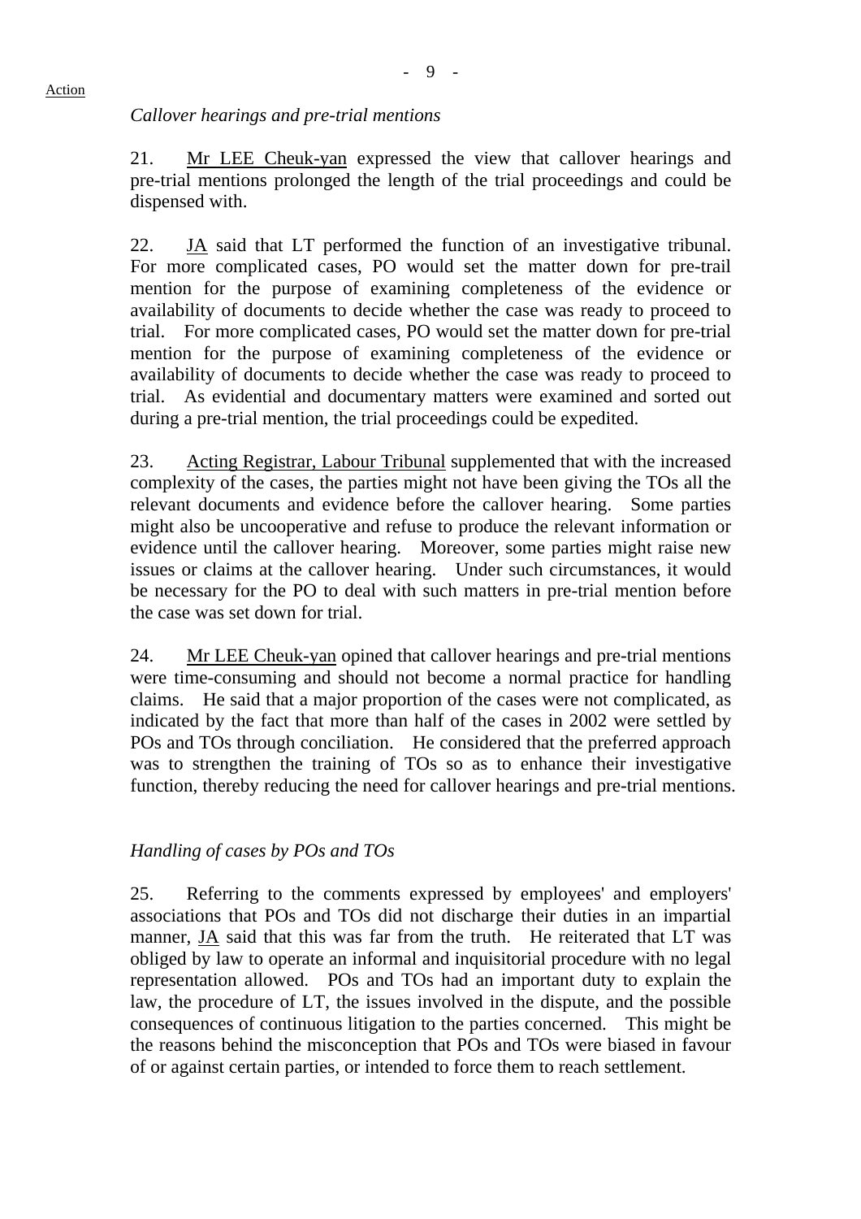Action

*Callover hearings and pre-trial mentions*

21. Mr LEE Cheuk-yan expressed the view that callover hearings and pre-trial mentions prolonged the length of the trial proceedings and could be dispensed with.

22. JA said that LT performed the function of an investigative tribunal. For more complicated cases, PO would set the matter down for pre-trail mention for the purpose of examining completeness of the evidence or availability of documents to decide whether the case was ready to proceed to trial. For more complicated cases, PO would set the matter down for pre-trial mention for the purpose of examining completeness of the evidence or availability of documents to decide whether the case was ready to proceed to trial. As evidential and documentary matters were examined and sorted out during a pre-trial mention, the trial proceedings could be expedited.

23. Acting Registrar, Labour Tribunal supplemented that with the increased complexity of the cases, the parties might not have been giving the TOs all the relevant documents and evidence before the callover hearing. Some parties might also be uncooperative and refuse to produce the relevant information or evidence until the callover hearing. Moreover, some parties might raise new issues or claims at the callover hearing. Under such circumstances, it would be necessary for the PO to deal with such matters in pre-trial mention before the case was set down for trial.

24. Mr LEE Cheuk-yan opined that callover hearings and pre-trial mentions were time-consuming and should not become a normal practice for handling claims. He said that a major proportion of the cases were not complicated, as indicated by the fact that more than half of the cases in 2002 were settled by POs and TOs through conciliation. He considered that the preferred approach was to strengthen the training of TOs so as to enhance their investigative function, thereby reducing the need for callover hearings and pre-trial mentions.

*Handling of cases by POs and TOs*

25. Referring to the comments expressed by employees' and employers' associations that POs and TOs did not discharge their duties in an impartial manner, JA said that this was far from the truth. He reiterated that LT was obliged by law to operate an informal and inquisitorial procedure with no legal representation allowed. POs and TOs had an important duty to explain the law, the procedure of LT, the issues involved in the dispute, and the possible consequences of continuous litigation to the parties concerned. This might be the reasons behind the misconception that POs and TOs were biased in favour of or against certain parties, or intended to force them to reach settlement.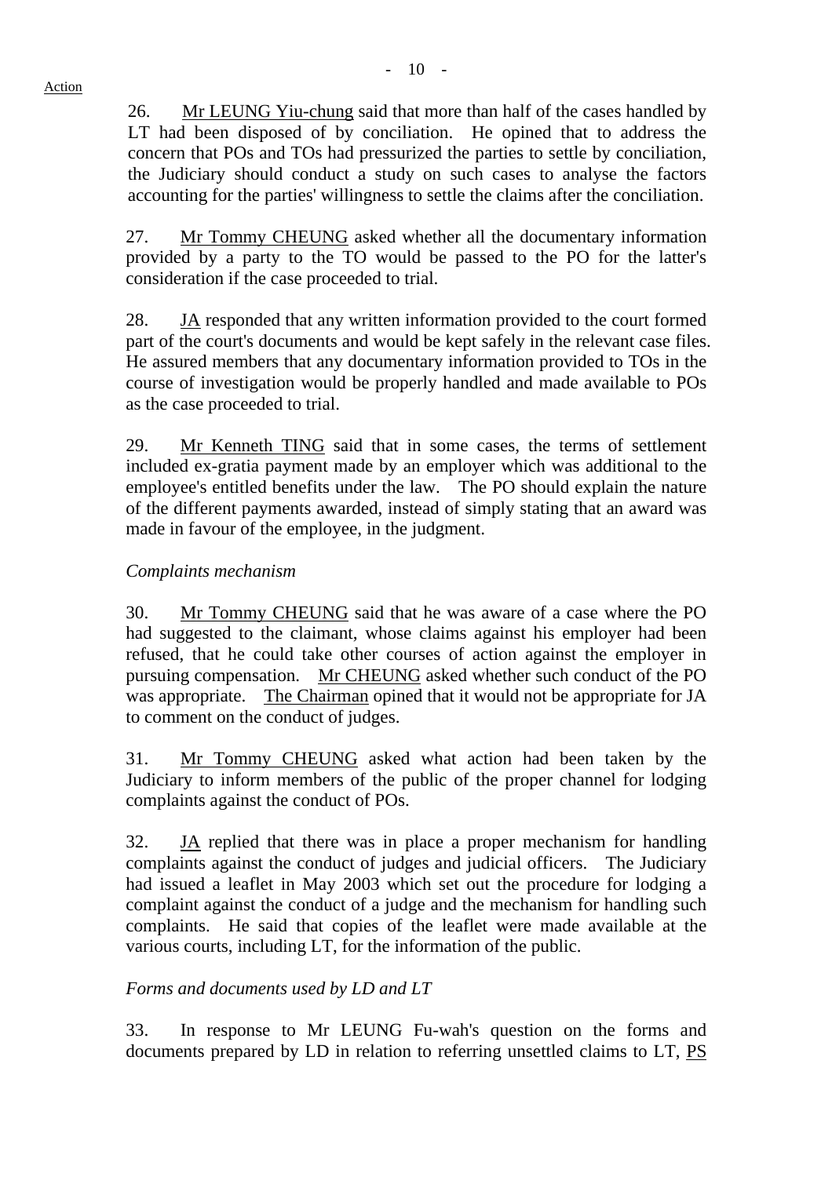26. Mr LEUNG Yiu-chung said that more than half of the cases handled by LT had been disposed of by conciliation. He opined that to address the concern that POs and TOs had pressurized the parties to settle by conciliation, the Judiciary should conduct a study on such cases to analyse the factors accounting for the parties' willingness to settle the claims after the conciliation.

27. Mr Tommy CHEUNG asked whether all the documentary information provided by a party to the TO would be passed to the PO for the latter's consideration if the case proceeded to trial.

28. JA responded that any written information provided to the court formed part of the court's documents and would be kept safely in the relevant case files. He assured members that any documentary information provided to TOs in the course of investigation would be properly handled and made available to POs as the case proceeded to trial.

29. Mr Kenneth TING said that in some cases, the terms of settlement included ex-gratia payment made by an employer which was additional to the employee's entitled benefits under the law. The PO should explain the nature of the different payments awarded, instead of simply stating that an award was made in favour of the employee, in the judgment.

*Complaints mechanism*

30. Mr Tommy CHEUNG said that he was aware of a case where the PO had suggested to the claimant, whose claims against his employer had been refused, that he could take other courses of action against the employer in pursuing compensation. Mr CHEUNG asked whether such conduct of the PO was appropriate. The Chairman opined that it would not be appropriate for JA to comment on the conduct of judges.

31. Mr Tommy CHEUNG asked what action had been taken by the Judiciary to inform members of the public of the proper channel for lodging complaints against the conduct of POs.

32. JA replied that there was in place a proper mechanism for handling complaints against the conduct of judges and judicial officers. The Judiciary had issued a leaflet in May 2003 which set out the procedure for lodging a complaint against the conduct of a judge and the mechanism for handling such complaints. He said that copies of the leaflet were made available at the various courts, including LT, for the information of the public.

*Forms and documents used by LD and LT*

33. In response to Mr LEUNG Fu-wah's question on the forms and documents prepared by LD in relation to referring unsettled claims to LT, PS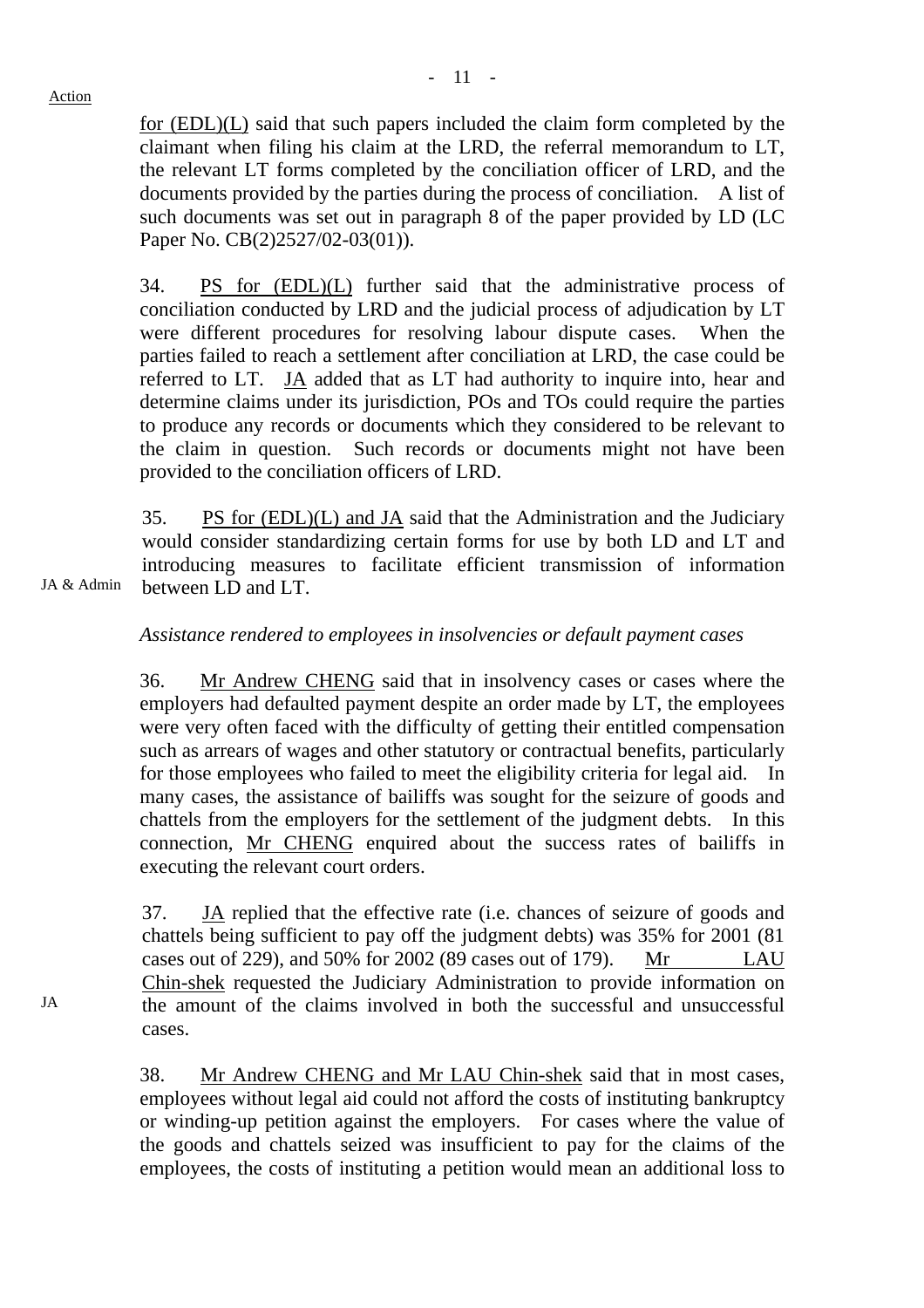Action

for (EDL)(L) said that such papers included the claim form completed by the claimant when filing his claim at the LRD, the referral memorandum to LT, the relevant LT forms completed by the conciliation officer of LRD, and the documents provided by the parties during the process of conciliation. A list of such documents was set out in paragraph 8 of the paper provided by LD (LC Paper No. CB(2)2527/02-03(01)).

34. PS for (EDL)(L) further said that the administrative process of conciliation conducted by LRD and the judicial process of adjudication by LT were different procedures for resolving labour dispute cases. When the parties failed to reach a settlement after conciliation at LRD, the case could be referred to LT. JA added that as LT had authority to inquire into, hear and determine claims under its jurisdiction, POs and TOs could require the parties to produce any records or documents which they considered to be relevant to the claim in question. Such records or documents might not have been provided to the conciliation officers of LRD.

35. PS for (EDL)(L) and JA said that the Administration and the Judiciary would consider standardizing certain forms for use by both LD and LT and introducing measures to facilitate efficient transmission of information between LD and LT.

JA & Admin

*Assistance rendered to employees in insolvencies or default payment cases*

36. Mr Andrew CHENG said that in insolvency cases or cases where the employers had defaulted payment despite an order made by LT, the employees were very often faced with the difficulty of getting their entitled compensation such as arrears of wages and other statutory or contractual benefits, particularly for those employees who failed to meet the eligibility criteria for legal aid. In many cases, the assistance of bailiffs was sought for the seizure of goods and chattels from the employers for the settlement of the judgment debts. In this connection, Mr CHENG enquired about the success rates of bailiffs in executing the relevant court orders.

37. JA replied that the effective rate (i.e. chances of seizure of goods and chattels being sufficient to pay off the judgment debts) was 35% for 2001 (81 cases out of 229), and 50% for 2002 (89 cases out of 179). Mr LAU Chin-shek requested the Judiciary Administration to provide information on the amount of the claims involved in both the successful and unsuccessful cases.

JA

38. Mr Andrew CHENG and Mr LAU Chin-shek said that in most cases, employees without legal aid could not afford the costs of instituting bankruptcy or winding-up petition against the employers. For cases where the value of the goods and chattels seized was insufficient to pay for the claims of the employees, the costs of instituting a petition would mean an additional loss to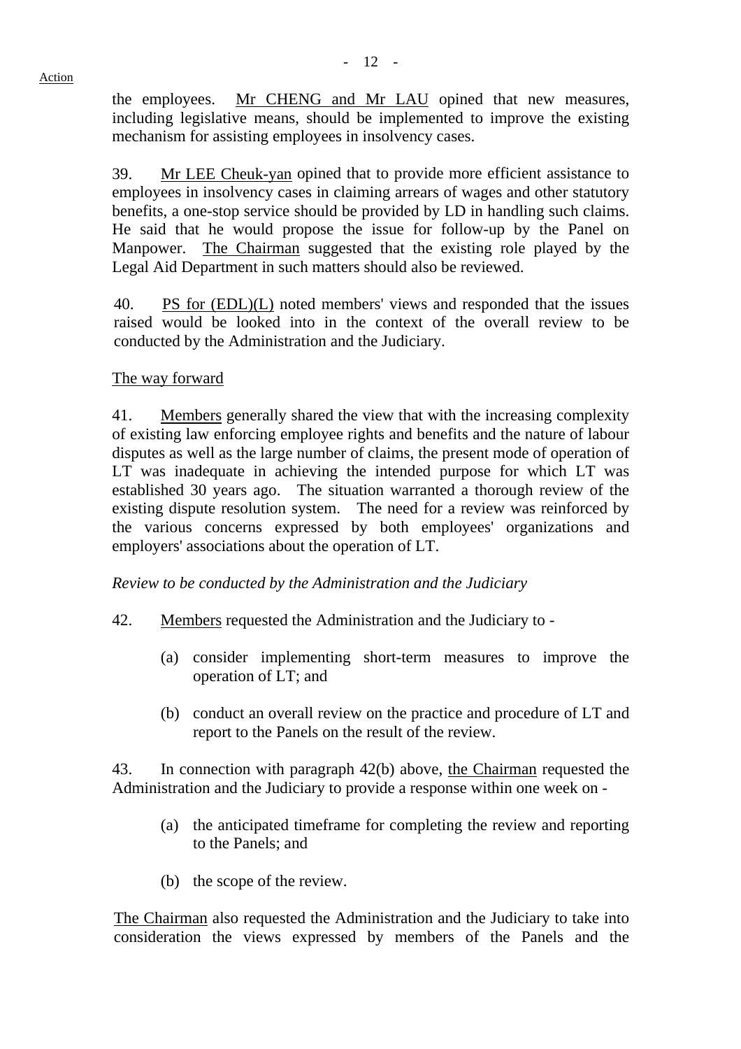Action

the employees. Mr CHENG and Mr LAU opined that new measures, including legislative means, should be implemented to improve the existing mechanism for assisting employees in insolvency cases.

39. Mr LEE Cheuk-yan opined that to provide more efficient assistance to employees in insolvency cases in claiming arrears of wages and other statutory benefits, a one-stop service should be provided by LD in handling such claims. He said that he would propose the issue for follow-up by the Panel on Manpower. The Chairman suggested that the existing role played by the Legal Aid Department in such matters should also be reviewed.

40. PS for (EDL)(L) noted members' views and responded that the issues raised would be looked into in the context of the overall review to be conducted by the Administration and the Judiciary.

The way forward

41. Members generally shared the view that with the increasing complexity of existing law enforcing employee rights and benefits and the nature of labour disputes as well as the large number of claims, the present mode of operation of LT was inadequate in achieving the intended purpose for which LT was established 30 years ago. The situation warranted a thorough review of the existing dispute resolution system. The need for a review was reinforced by the various concerns expressed by both employees' organizations and employers' associations about the operation of LT.

*Review to be conducted by the Administration and the Judiciary*

42. Members requested the Administration and the Judiciary to -

(a) consider implementing short-term measures to improve the operation of LT; and

(b) conduct an overall review on the practice and procedure of LT and report to the Panels on the result of the review.

43. In connection with paragraph 42(b) above, the Chairman requested the Administration and the Judiciary to provide a response within one week on -

(a) the anticipated timeframe for completing the review and reporting to the Panels; and

(b) the scope of the review.

The Chairman also requested the Administration and the Judiciary to take into consideration the views expressed by members of the Panels and the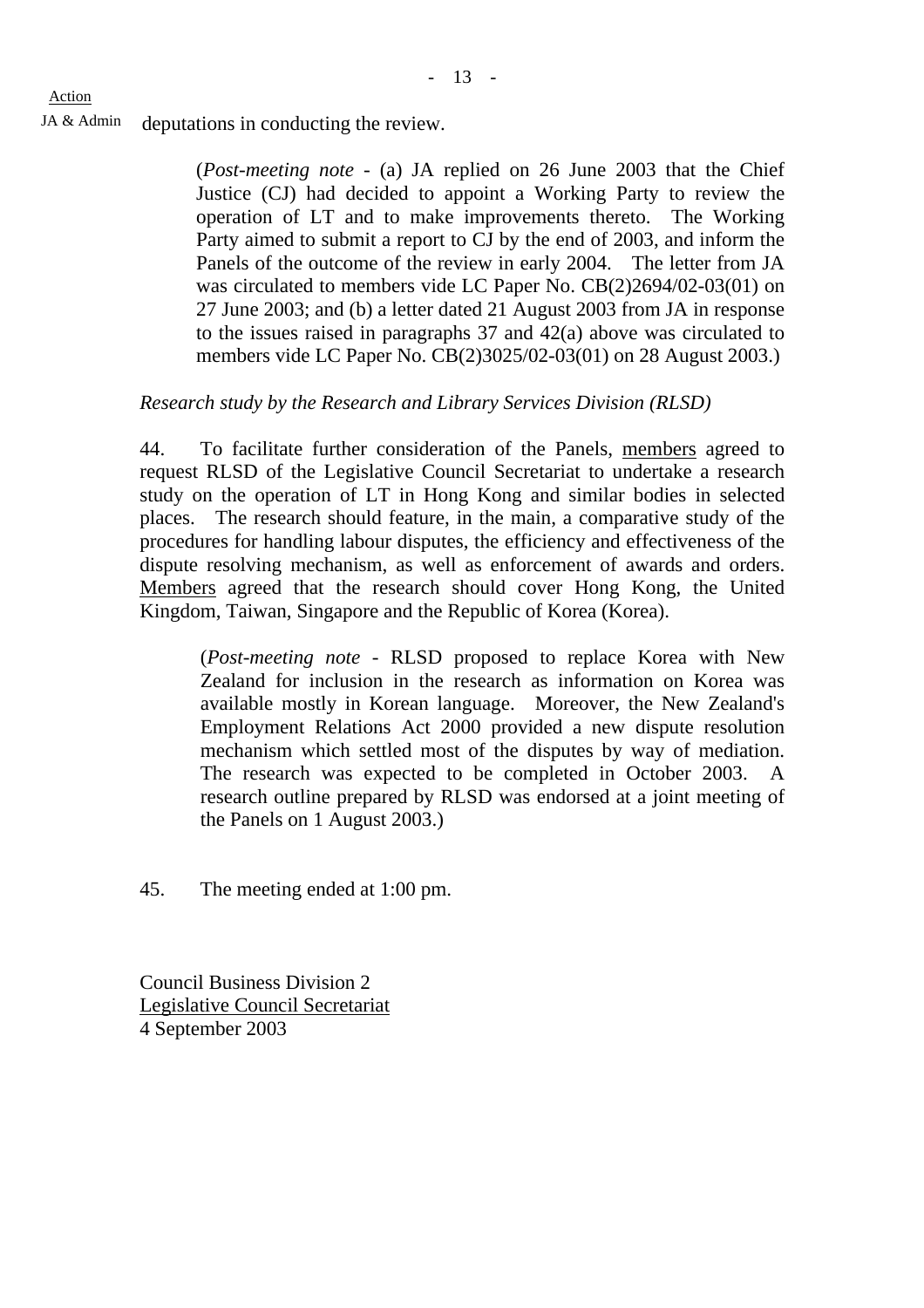Action

JA & Admin deputations in conducting the review.

> (*Post-meeting note* - (a) JA replied on 26 June 2003 that the Chief Justice (CJ) had decided to appoint a Working Party to review the operation of LT and to make improvements thereto. The Working Party aimed to submit a report to CJ by the end of 2003, and inform the Panels of the outcome of the review in early 2004. The letter from JA was circulated to members vide LC Paper No. CB(2)2694/02-03(01) on 27 June 2003; and (b) a letter dated 21 August 2003 from JA in response to the issues raised in paragraphs 37 and 42(a) above was circulated to members vide LC Paper No. CB(2)3025/02-03(01) on 28 August 2003.)

*Research study by the Research and Library Services Division (RLSD)*

44. To facilitate further consideration of the Panels, members agreed to request RLSD of the Legislative Council Secretariat to undertake a research study on the operation of LT in Hong Kong and similar bodies in selected places. The research should feature, in the main, a comparative study of the procedures for handling labour disputes, the efficiency and effectiveness of the dispute resolving mechanism, as well as enforcement of awards and orders. Members agreed that the research should cover Hong Kong, the United Kingdom, Taiwan, Singapore and the Republic of Korea (Korea).

> (*Post-meeting note* - RLSD proposed to replace Korea with New Zealand for inclusion in the research as information on Korea was available mostly in Korean language. Moreover, the New Zealand's Employment Relations Act 2000 provided a new dispute resolution mechanism which settled most of the disputes by way of mediation. The research was expected to be completed in October 2003. A research outline prepared by RLSD was endorsed at a joint meeting of the Panels on 1 August 2003.)

45. The meeting ended at 1:00 pm.

Council Business Division 2
Legislative Council Secretariat
4 September 2003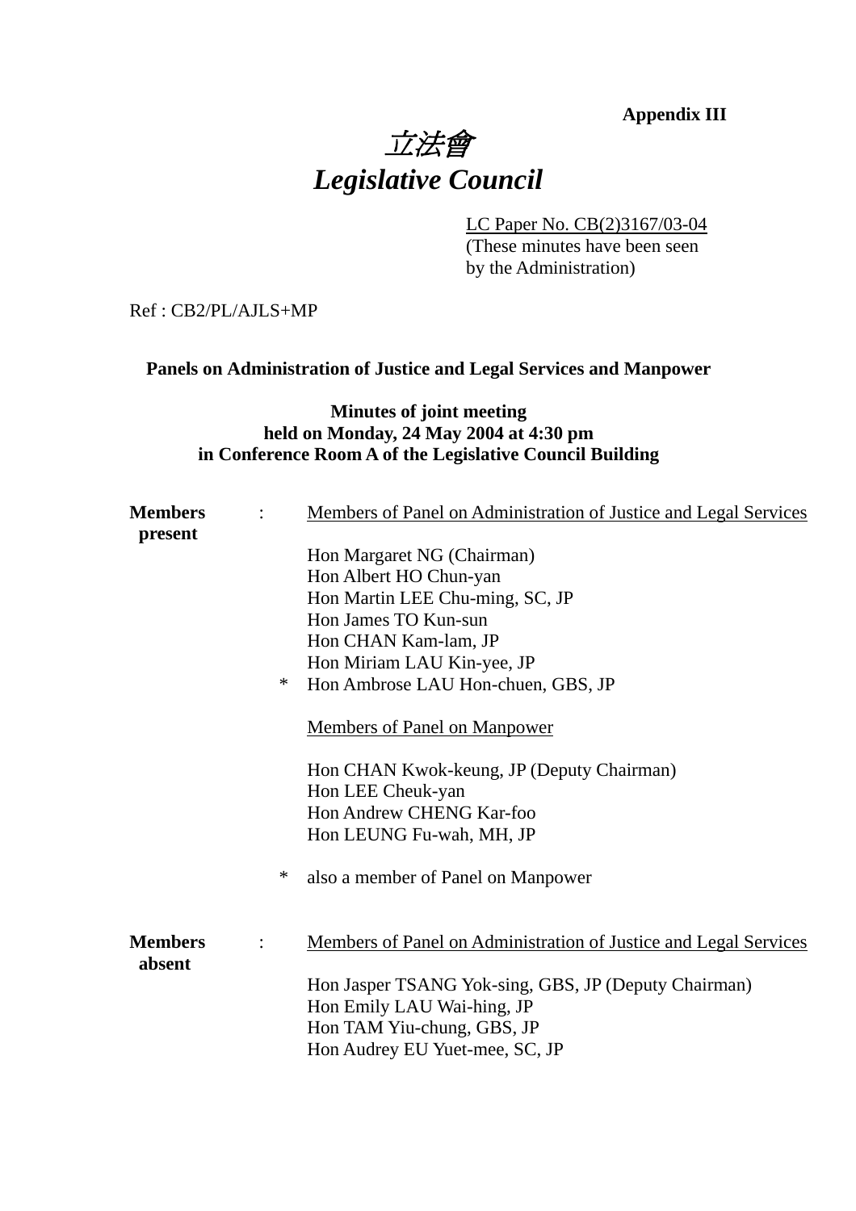**Appendix III**

# *立法會*
# *Legislative Council*

LC Paper No. CB(2)3167/03-04
(These minutes have been seen by the Administration)

Ref : CB2/PL/AJLS+MP

## Panels on Administration of Justice and Legal Services and Manpower

### Minutes of joint meeting
### held on Monday, 24 May 2004 at 4:30 pm
### in Conference Room A of the Legislative Council Building

**Members present** :

Members of Panel on Administration of Justice and Legal Services

Hon Margaret NG (Chairman)
Hon Albert HO Chun-yan
Hon Martin LEE Chu-ming, SC, JP
Hon James TO Kun-sun
Hon CHAN Kam-lam, JP
Hon Miriam LAU Kin-yee, JP
\* Hon Ambrose LAU Hon-chuen, GBS, JP

Members of Panel on Manpower

Hon CHAN Kwok-keung, JP (Deputy Chairman)
Hon LEE Cheuk-yan
Hon Andrew CHENG Kar-foo
Hon LEUNG Fu-wah, MH, JP

\* also a member of Panel on Manpower

**Members absent** :

Members of Panel on Administration of Justice and Legal Services

Hon Jasper TSANG Yok-sing, GBS, JP (Deputy Chairman)
Hon Emily LAU Wai-hing, JP
Hon TAM Yiu-chung, GBS, JP
Hon Audrey EU Yuet-mee, SC, JP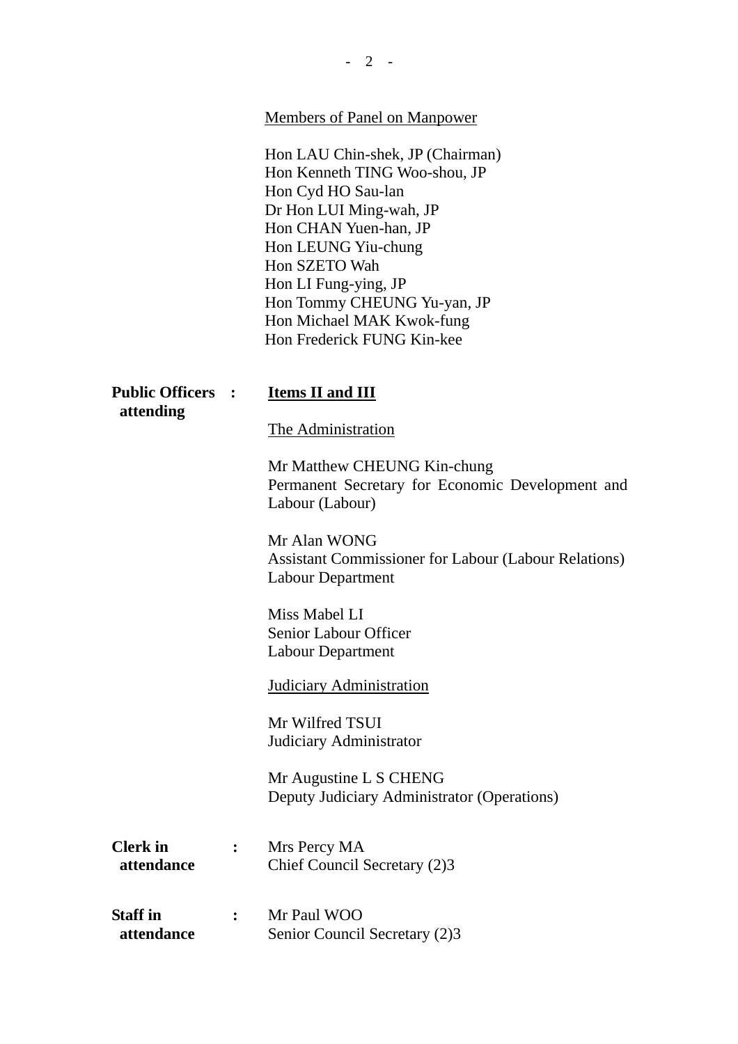<u>Members of Panel on Manpower</u>

Hon LAU Chin-shek, JP (Chairman)
Hon Kenneth TING Woo-shou, JP
Hon Cyd HO Sau-lan
Dr Hon LUI Ming-wah, JP
Hon CHAN Yuen-han, JP
Hon LEUNG Yiu-chung
Hon SZETO Wah
Hon LI Fung-ying, JP
Hon Tommy CHEUNG Yu-yan, JP
Hon Michael MAK Kwok-fung
Hon Frederick FUNG Kin-kee

**Public Officers attending :** **<u>Items II and III</u>**

<u>The Administration</u>

Mr Matthew CHEUNG Kin-chung
Permanent Secretary for Economic Development and Labour (Labour)

Mr Alan WONG
Assistant Commissioner for Labour (Labour Relations)
Labour Department

Miss Mabel LI
Senior Labour Officer
Labour Department

<u>Judiciary Administration</u>

Mr Wilfred TSUI
Judiciary Administrator

Mr Augustine L S CHENG
Deputy Judiciary Administrator (Operations)

**Clerk in attendance :** Mrs Percy MA
Chief Council Secretary (2)3

**Staff in attendance :** Mr Paul WOO
Senior Council Secretary (2)3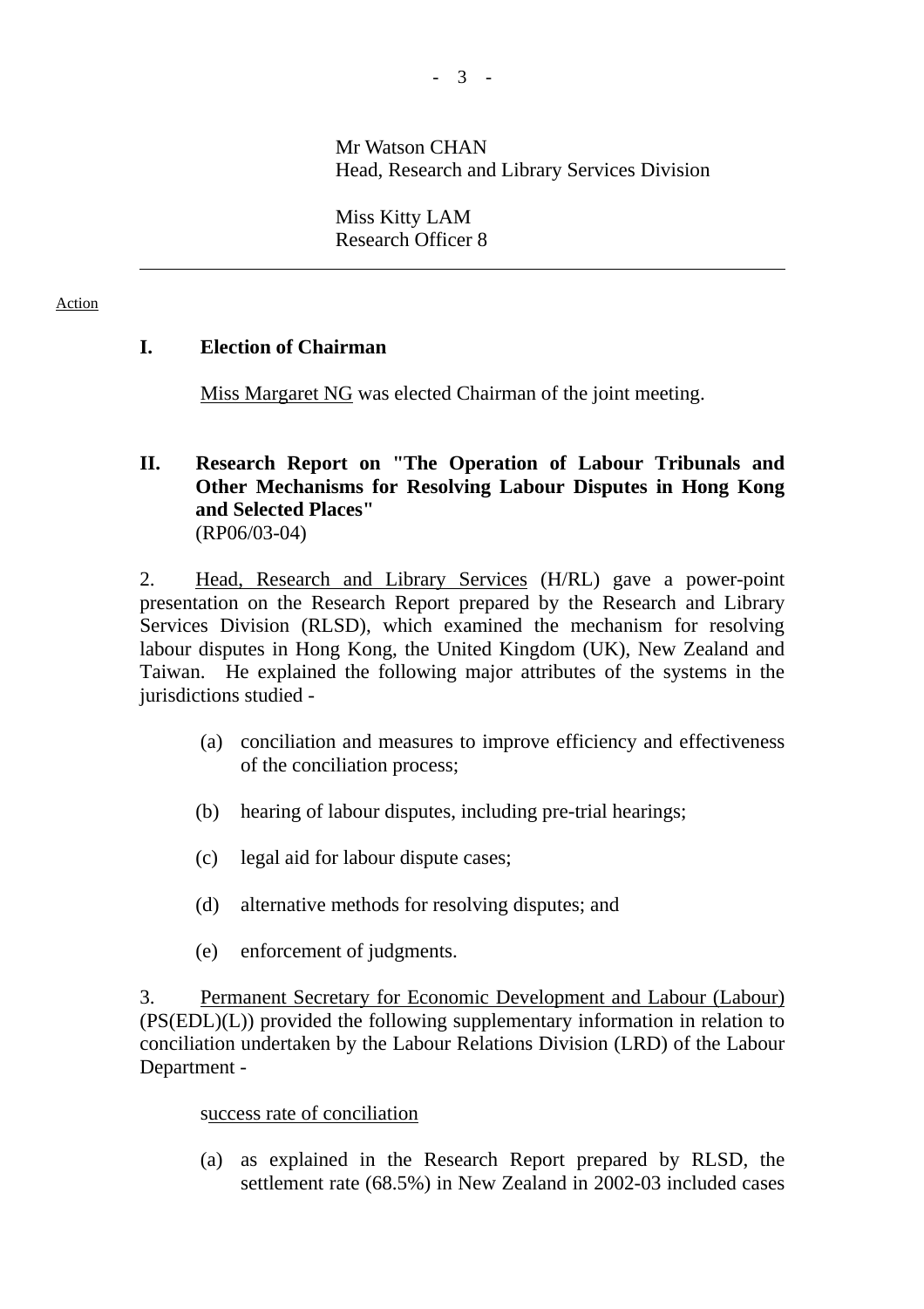Mr Watson CHAN
Head, Research and Library Services Division

Miss Kitty LAM
Research Officer 8

---

Action

## I. Election of Chairman

Miss Margaret NG was elected Chairman of the joint meeting.

## II. Research Report on "The Operation of Labour Tribunals and Other Mechanisms for Resolving Labour Disputes in Hong Kong and Selected Places"

(RP06/03-04)

2. Head, Research and Library Services (H/RL) gave a power-point presentation on the Research Report prepared by the Research and Library Services Division (RLSD), which examined the mechanism for resolving labour disputes in Hong Kong, the United Kingdom (UK), New Zealand and Taiwan. He explained the following major attributes of the systems in the jurisdictions studied -

(a) conciliation and measures to improve efficiency and effectiveness of the conciliation process;

(b) hearing of labour disputes, including pre-trial hearings;

(c) legal aid for labour dispute cases;

(d) alternative methods for resolving disputes; and

(e) enforcement of judgments.

3. Permanent Secretary for Economic Development and Labour (Labour) (PS(EDL)(L)) provided the following supplementary information in relation to conciliation undertaken by the Labour Relations Division (LRD) of the Labour Department -

success rate of conciliation

(a) as explained in the Research Report prepared by RLSD, the settlement rate (68.5%) in New Zealand in 2002-03 included cases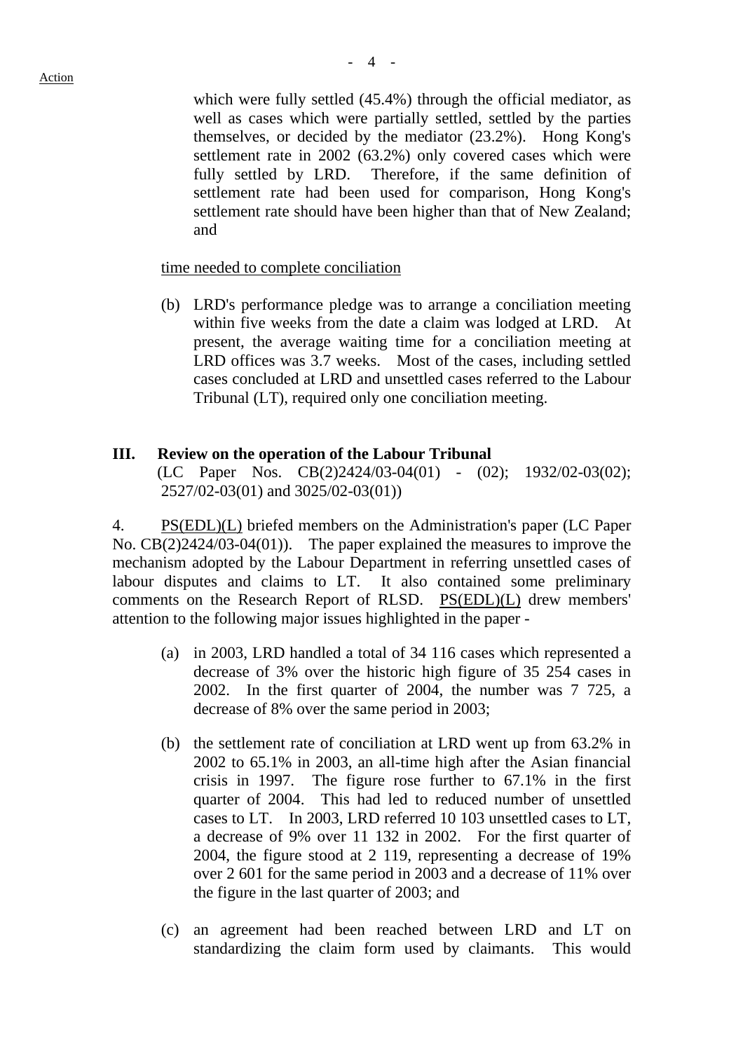which were fully settled (45.4%) through the official mediator, as well as cases which were partially settled, settled by the parties themselves, or decided by the mediator (23.2%). Hong Kong's settlement rate in 2002 (63.2%) only covered cases which were fully settled by LRD. Therefore, if the same definition of settlement rate had been used for comparison, Hong Kong's settlement rate should have been higher than that of New Zealand; and

<u>time needed to complete conciliation</u>

(b) LRD's performance pledge was to arrange a conciliation meeting within five weeks from the date a claim was lodged at LRD. At present, the average waiting time for a conciliation meeting at LRD offices was 3.7 weeks. Most of the cases, including settled cases concluded at LRD and unsettled cases referred to the Labour Tribunal (LT), required only one conciliation meeting.

## III. Review on the operation of the Labour Tribunal

(LC Paper Nos. CB(2)2424/03-04(01) - (02); 1932/02-03(02); 2527/02-03(01) and 3025/02-03(01))

4. <u>PS(EDL)(L)</u> briefed members on the Administration's paper (LC Paper No. CB(2)2424/03-04(01)). The paper explained the measures to improve the mechanism adopted by the Labour Department in referring unsettled cases of labour disputes and claims to LT. It also contained some preliminary comments on the Research Report of RLSD. <u>PS(EDL)(L)</u> drew members' attention to the following major issues highlighted in the paper -

(a) in 2003, LRD handled a total of 34 116 cases which represented a decrease of 3% over the historic high figure of 35 254 cases in 2002. In the first quarter of 2004, the number was 7 725, a decrease of 8% over the same period in 2003;

(b) the settlement rate of conciliation at LRD went up from 63.2% in 2002 to 65.1% in 2003, an all-time high after the Asian financial crisis in 1997. The figure rose further to 67.1% in the first quarter of 2004. This had led to reduced number of unsettled cases to LT. In 2003, LRD referred 10 103 unsettled cases to LT, a decrease of 9% over 11 132 in 2002. For the first quarter of 2004, the figure stood at 2 119, representing a decrease of 19% over 2 601 for the same period in 2003 and a decrease of 11% over the figure in the last quarter of 2003; and

(c) an agreement had been reached between LRD and LT on standardizing the claim form used by claimants. This would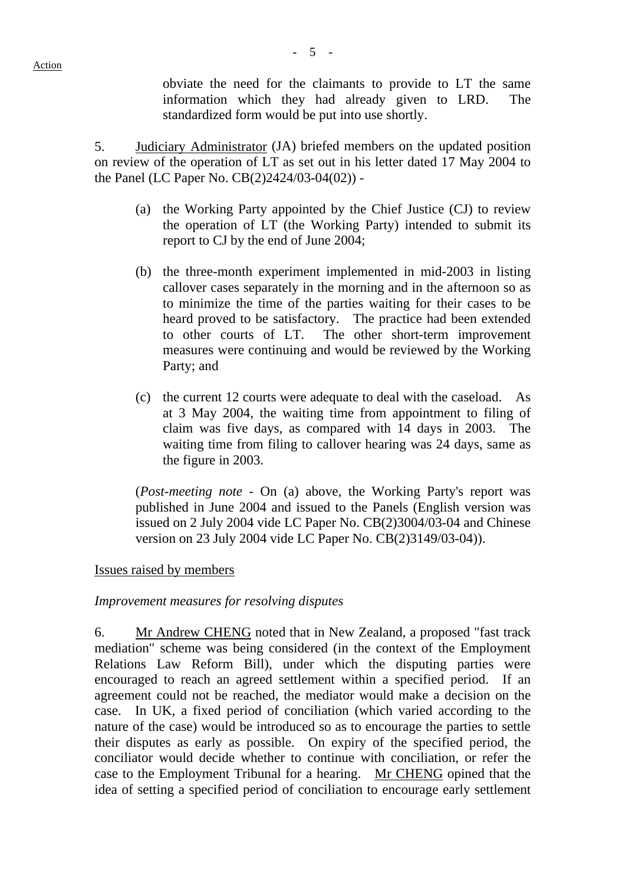Action

obviate the need for the claimants to provide to LT the same information which they had already given to LRD. The standardized form would be put into use shortly.

5. Judiciary Administrator (JA) briefed members on the updated position on review of the operation of LT as set out in his letter dated 17 May 2004 to the Panel (LC Paper No. CB(2)2424/03-04(02)) -

(a) the Working Party appointed by the Chief Justice (CJ) to review the operation of LT (the Working Party) intended to submit its report to CJ by the end of June 2004;

(b) the three-month experiment implemented in mid-2003 in listing callover cases separately in the morning and in the afternoon so as to minimize the time of the parties waiting for their cases to be heard proved to be satisfactory. The practice had been extended to other courts of LT. The other short-term improvement measures were continuing and would be reviewed by the Working Party; and

(c) the current 12 courts were adequate to deal with the caseload. As at 3 May 2004, the waiting time from appointment to filing of claim was five days, as compared with 14 days in 2003. The waiting time from filing to callover hearing was 24 days, same as the figure in 2003.

(*Post-meeting note* - On (a) above, the Working Party's report was published in June 2004 and issued to the Panels (English version was issued on 2 July 2004 vide LC Paper No. CB(2)3004/03-04 and Chinese version on 23 July 2004 vide LC Paper No. CB(2)3149/03-04)).

Issues raised by members

*Improvement measures for resolving disputes*

6. Mr Andrew CHENG noted that in New Zealand, a proposed "fast track mediation" scheme was being considered (in the context of the Employment Relations Law Reform Bill), under which the disputing parties were encouraged to reach an agreed settlement within a specified period. If an agreement could not be reached, the mediator would make a decision on the case. In UK, a fixed period of conciliation (which varied according to the nature of the case) would be introduced so as to encourage the parties to settle their disputes as early as possible. On expiry of the specified period, the conciliator would decide whether to continue with conciliation, or refer the case to the Employment Tribunal for a hearing. Mr CHENG opined that the idea of setting a specified period of conciliation to encourage early settlement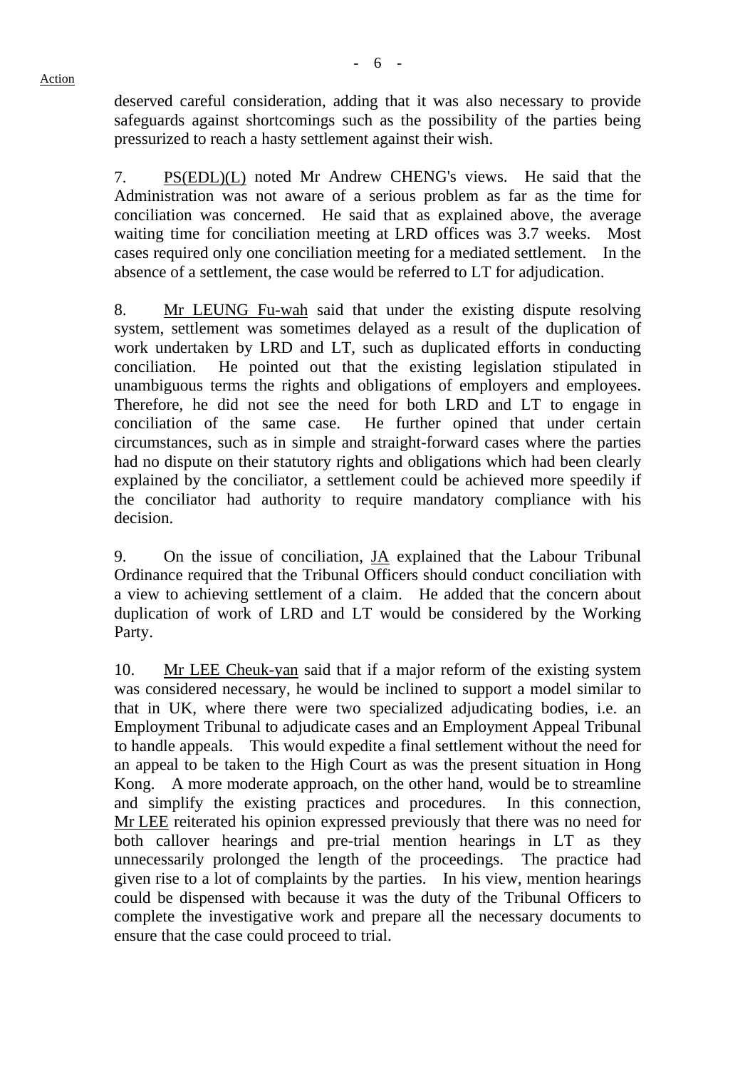deserved careful consideration, adding that it was also necessary to provide safeguards against shortcomings such as the possibility of the parties being pressurized to reach a hasty settlement against their wish.

7. PS(EDL)(L) noted Mr Andrew CHENG's views. He said that the Administration was not aware of a serious problem as far as the time for conciliation was concerned. He said that as explained above, the average waiting time for conciliation meeting at LRD offices was 3.7 weeks. Most cases required only one conciliation meeting for a mediated settlement. In the absence of a settlement, the case would be referred to LT for adjudication.

8. Mr LEUNG Fu-wah said that under the existing dispute resolving system, settlement was sometimes delayed as a result of the duplication of work undertaken by LRD and LT, such as duplicated efforts in conducting conciliation. He pointed out that the existing legislation stipulated in unambiguous terms the rights and obligations of employers and employees. Therefore, he did not see the need for both LRD and LT to engage in conciliation of the same case. He further opined that under certain circumstances, such as in simple and straight-forward cases where the parties had no dispute on their statutory rights and obligations which had been clearly explained by the conciliator, a settlement could be achieved more speedily if the conciliator had authority to require mandatory compliance with his decision.

9. On the issue of conciliation, JA explained that the Labour Tribunal Ordinance required that the Tribunal Officers should conduct conciliation with a view to achieving settlement of a claim. He added that the concern about duplication of work of LRD and LT would be considered by the Working Party.

10. Mr LEE Cheuk-yan said that if a major reform of the existing system was considered necessary, he would be inclined to support a model similar to that in UK, where there were two specialized adjudicating bodies, i.e. an Employment Tribunal to adjudicate cases and an Employment Appeal Tribunal to handle appeals. This would expedite a final settlement without the need for an appeal to be taken to the High Court as was the present situation in Hong Kong. A more moderate approach, on the other hand, would be to streamline and simplify the existing practices and procedures. In this connection, Mr LEE reiterated his opinion expressed previously that there was no need for both callover hearings and pre-trial mention hearings in LT as they unnecessarily prolonged the length of the proceedings. The practice had given rise to a lot of complaints by the parties. In his view, mention hearings could be dispensed with because it was the duty of the Tribunal Officers to complete the investigative work and prepare all the necessary documents to ensure that the case could proceed to trial.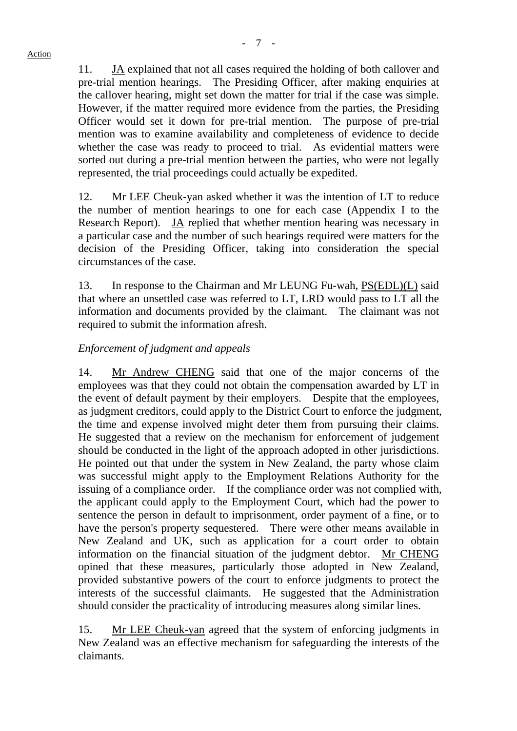11. JA explained that not all cases required the holding of both callover and pre-trial mention hearings. The Presiding Officer, after making enquiries at the callover hearing, might set down the matter for trial if the case was simple. However, if the matter required more evidence from the parties, the Presiding Officer would set it down for pre-trial mention. The purpose of pre-trial mention was to examine availability and completeness of evidence to decide whether the case was ready to proceed to trial. As evidential matters were sorted out during a pre-trial mention between the parties, who were not legally represented, the trial proceedings could actually be expedited.

12. Mr LEE Cheuk-yan asked whether it was the intention of LT to reduce the number of mention hearings to one for each case (Appendix I to the Research Report). JA replied that whether mention hearing was necessary in a particular case and the number of such hearings required were matters for the decision of the Presiding Officer, taking into consideration the special circumstances of the case.

13. In response to the Chairman and Mr LEUNG Fu-wah, PS(EDL)(L) said that where an unsettled case was referred to LT, LRD would pass to LT all the information and documents provided by the claimant. The claimant was not required to submit the information afresh.

*Enforcement of judgment and appeals*

14. Mr Andrew CHENG said that one of the major concerns of the employees was that they could not obtain the compensation awarded by LT in the event of default payment by their employers. Despite that the employees, as judgment creditors, could apply to the District Court to enforce the judgment, the time and expense involved might deter them from pursuing their claims. He suggested that a review on the mechanism for enforcement of judgement should be conducted in the light of the approach adopted in other jurisdictions. He pointed out that under the system in New Zealand, the party whose claim was successful might apply to the Employment Relations Authority for the issuing of a compliance order. If the compliance order was not complied with, the applicant could apply to the Employment Court, which had the power to sentence the person in default to imprisonment, order payment of a fine, or to have the person's property sequestered. There were other means available in New Zealand and UK, such as application for a court order to obtain information on the financial situation of the judgment debtor. Mr CHENG opined that these measures, particularly those adopted in New Zealand, provided substantive powers of the court to enforce judgments to protect the interests of the successful claimants. He suggested that the Administration should consider the practicality of introducing measures along similar lines.

15. Mr LEE Cheuk-yan agreed that the system of enforcing judgments in New Zealand was an effective mechanism for safeguarding the interests of the claimants.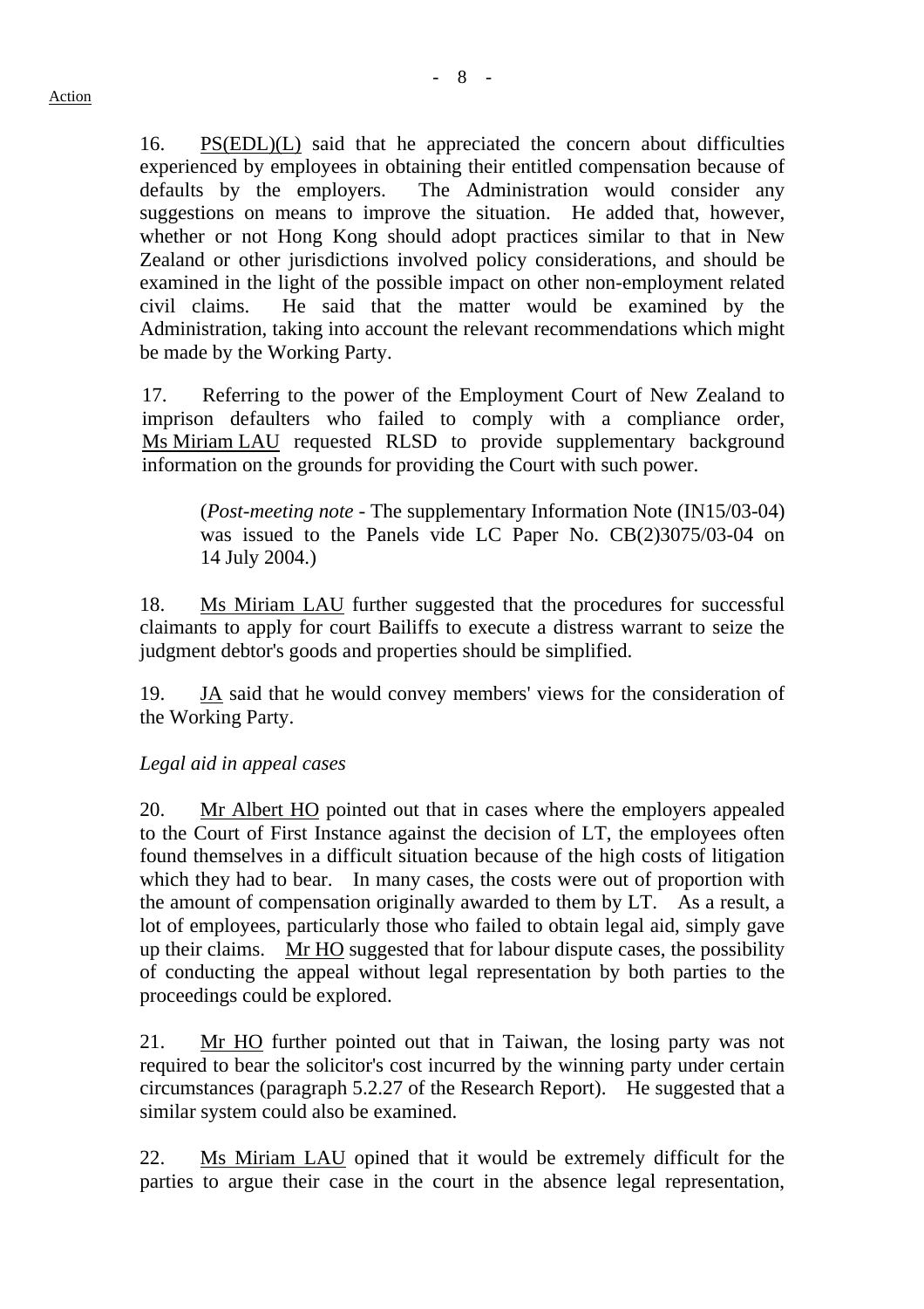Action

16. PS(EDL)(L) said that he appreciated the concern about difficulties experienced by employees in obtaining their entitled compensation because of defaults by the employers. The Administration would consider any suggestions on means to improve the situation. He added that, however, whether or not Hong Kong should adopt practices similar to that in New Zealand or other jurisdictions involved policy considerations, and should be examined in the light of the possible impact on other non-employment related civil claims. He said that the matter would be examined by the Administration, taking into account the relevant recommendations which might be made by the Working Party.

17. Referring to the power of the Employment Court of New Zealand to imprison defaulters who failed to comply with a compliance order, Ms Miriam LAU requested RLSD to provide supplementary background information on the grounds for providing the Court with such power.

> (*Post-meeting note* - The supplementary Information Note (IN15/03-04) was issued to the Panels vide LC Paper No. CB(2)3075/03-04 on 14 July 2004.)

18. Ms Miriam LAU further suggested that the procedures for successful claimants to apply for court Bailiffs to execute a distress warrant to seize the judgment debtor's goods and properties should be simplified.

19. JA said that he would convey members' views for the consideration of the Working Party.

*Legal aid in appeal cases*

20. Mr Albert HO pointed out that in cases where the employers appealed to the Court of First Instance against the decision of LT, the employees often found themselves in a difficult situation because of the high costs of litigation which they had to bear. In many cases, the costs were out of proportion with the amount of compensation originally awarded to them by LT. As a result, a lot of employees, particularly those who failed to obtain legal aid, simply gave up their claims. Mr HO suggested that for labour dispute cases, the possibility of conducting the appeal without legal representation by both parties to the proceedings could be explored.

21. Mr HO further pointed out that in Taiwan, the losing party was not required to bear the solicitor's cost incurred by the winning party under certain circumstances (paragraph 5.2.27 of the Research Report). He suggested that a similar system could also be examined.

22. Ms Miriam LAU opined that it would be extremely difficult for the parties to argue their case in the court in the absence legal representation,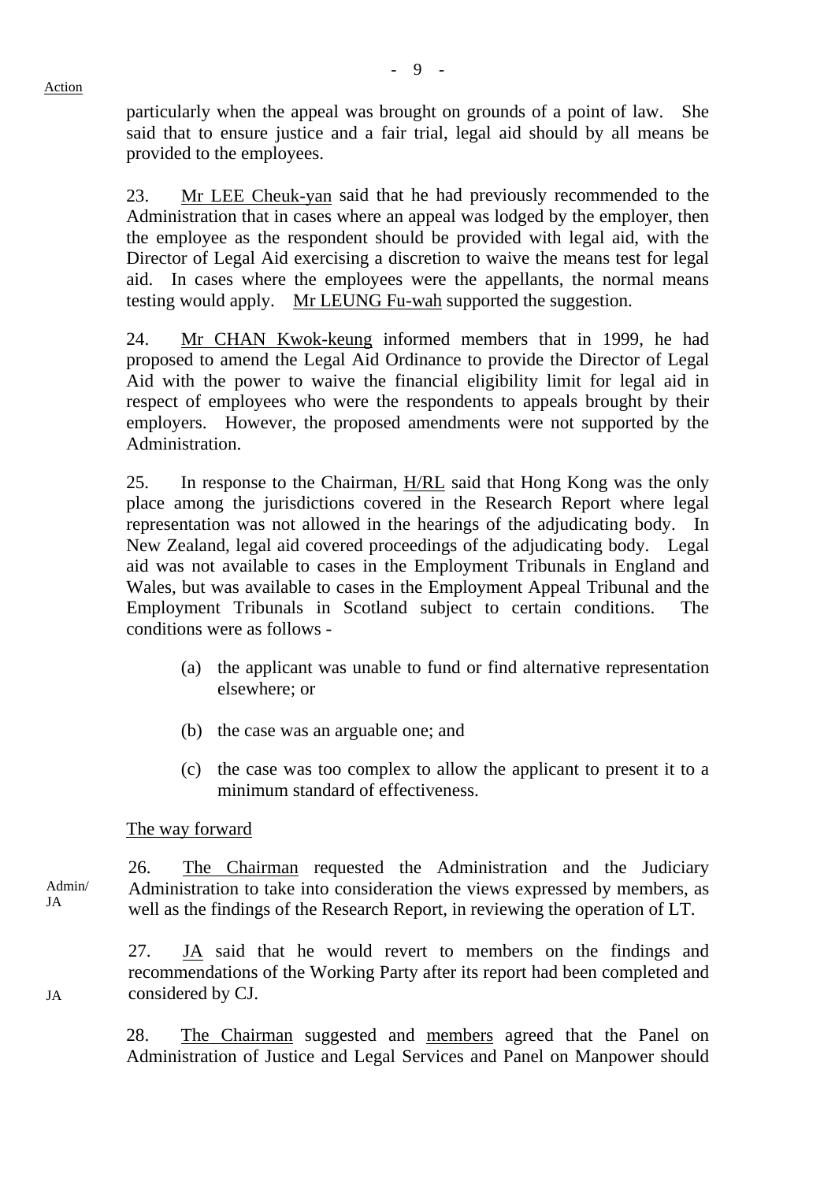particularly when the appeal was brought on grounds of a point of law. She said that to ensure justice and a fair trial, legal aid should by all means be provided to the employees.

23. Mr LEE Cheuk-yan said that he had previously recommended to the Administration that in cases where an appeal was lodged by the employer, then the employee as the respondent should be provided with legal aid, with the Director of Legal Aid exercising a discretion to waive the means test for legal aid. In cases where the employees were the appellants, the normal means testing would apply. Mr LEUNG Fu-wah supported the suggestion.

24. Mr CHAN Kwok-keung informed members that in 1999, he had proposed to amend the Legal Aid Ordinance to provide the Director of Legal Aid with the power to waive the financial eligibility limit for legal aid in respect of employees who were the respondents to appeals brought by their employers. However, the proposed amendments were not supported by the Administration.

25. In response to the Chairman, H/RL said that Hong Kong was the only place among the jurisdictions covered in the Research Report where legal representation was not allowed in the hearings of the adjudicating body. In New Zealand, legal aid covered proceedings of the adjudicating body. Legal aid was not available to cases in the Employment Tribunals in England and Wales, but was available to cases in the Employment Appeal Tribunal and the Employment Tribunals in Scotland subject to certain conditions. The conditions were as follows -

(a) the applicant was unable to fund or find alternative representation elsewhere; or

(b) the case was an arguable one; and

(c) the case was too complex to allow the applicant to present it to a minimum standard of effectiveness.

The way forward

Admin/JA

26. The Chairman requested the Administration and the Judiciary Administration to take into consideration the views expressed by members, as well as the findings of the Research Report, in reviewing the operation of LT.

JA

27. JA said that he would revert to members on the findings and recommendations of the Working Party after its report had been completed and considered by CJ.

28. The Chairman suggested and members agreed that the Panel on Administration of Justice and Legal Services and Panel on Manpower should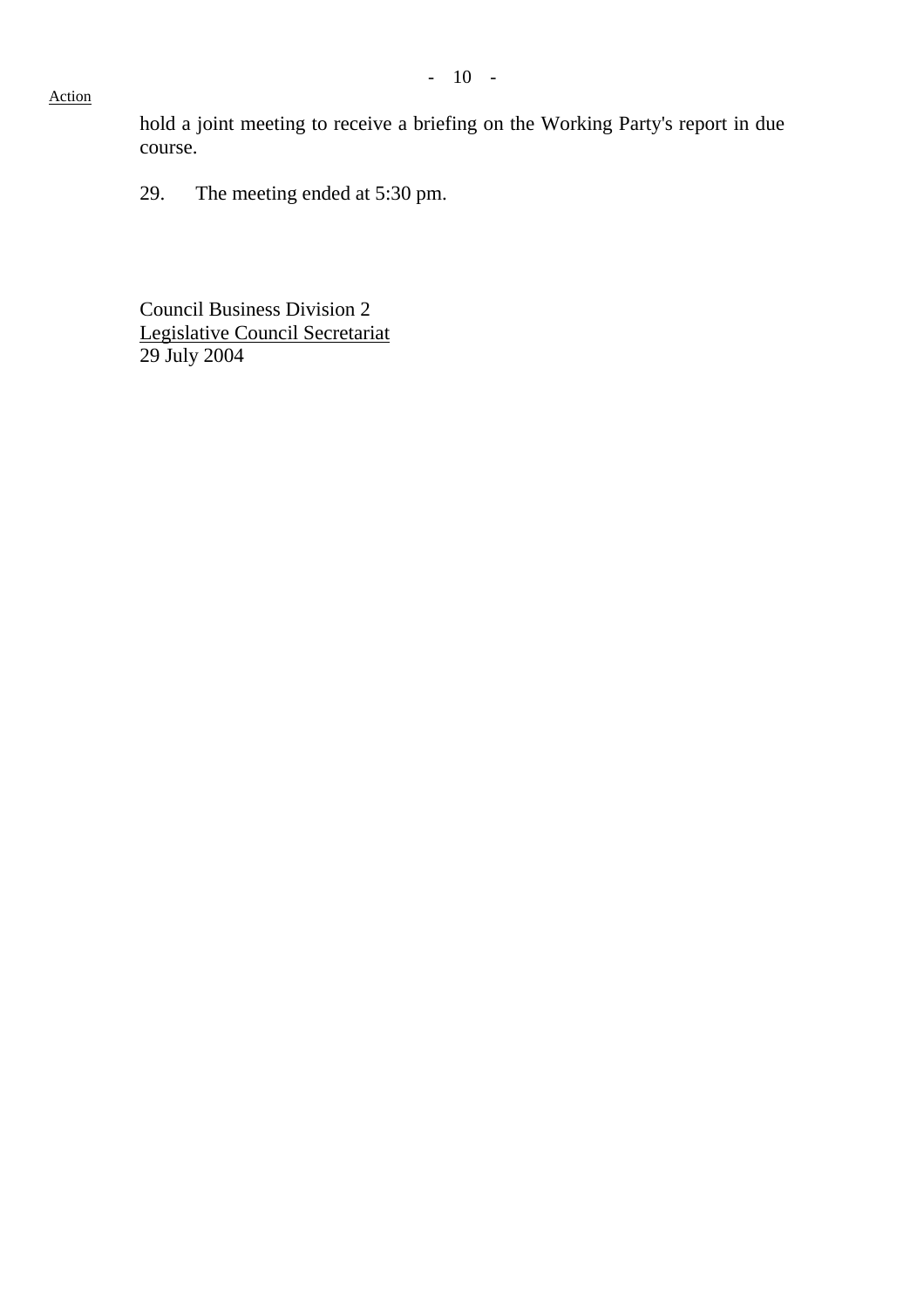Action

hold a joint meeting to receive a briefing on the Working Party's report in due course.

29. The meeting ended at 5:30 pm.

Council Business Division 2
Legislative Council Secretariat
29 July 2004